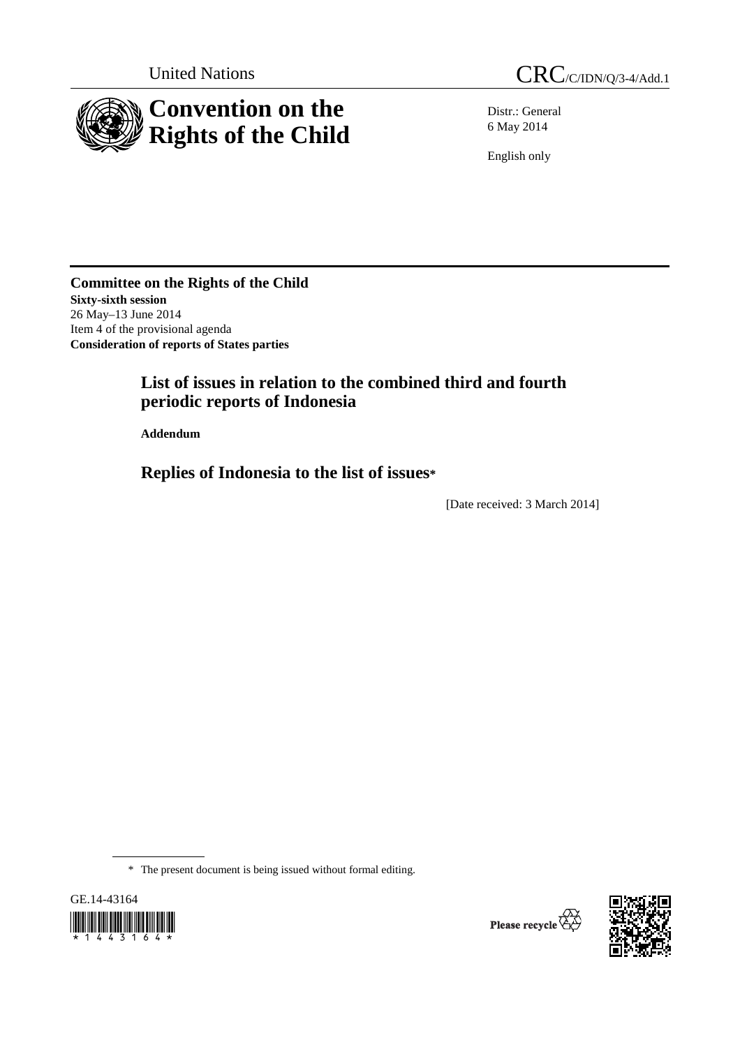United Nations

CRC/C/IDN/Q/3-4/Add.1

# Convention on the Rights of the Child

Distr.: General
6 May 2014

English only

**Committee on the Rights of the Child**
**Sixty-sixth session**
26 May–13 June 2014
Item 4 of the provisional agenda
**Consideration of reports of States parties**

## List of issues in relation to the combined third and fourth periodic reports of Indonesia

**Addendum**

## Replies of Indonesia to the list of issues*

[Date received: 3 March 2014]

* The present document is being issued without formal editing.

GE.14-43164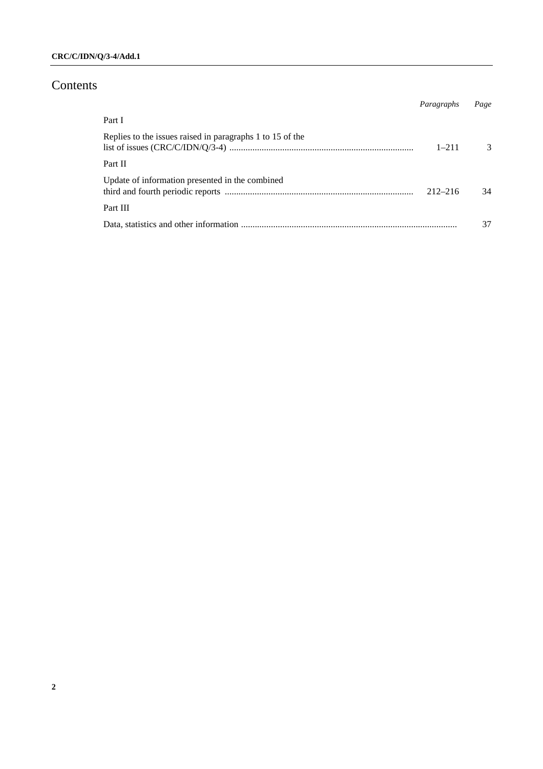# Contents

| | *Paragraphs* | *Page* |
|---|---|---|
| Part I | | |
| Replies to the issues raised in paragraphs 1 to 15 of the list of issues (CRC/C/IDN/Q/3-4) | 1–211 | 3 |
| Part II | | |
| Update of information presented in the combined third and fourth periodic reports | 212–216 | 34 |
| Part III | | |
| Data, statistics and other information | | 37 |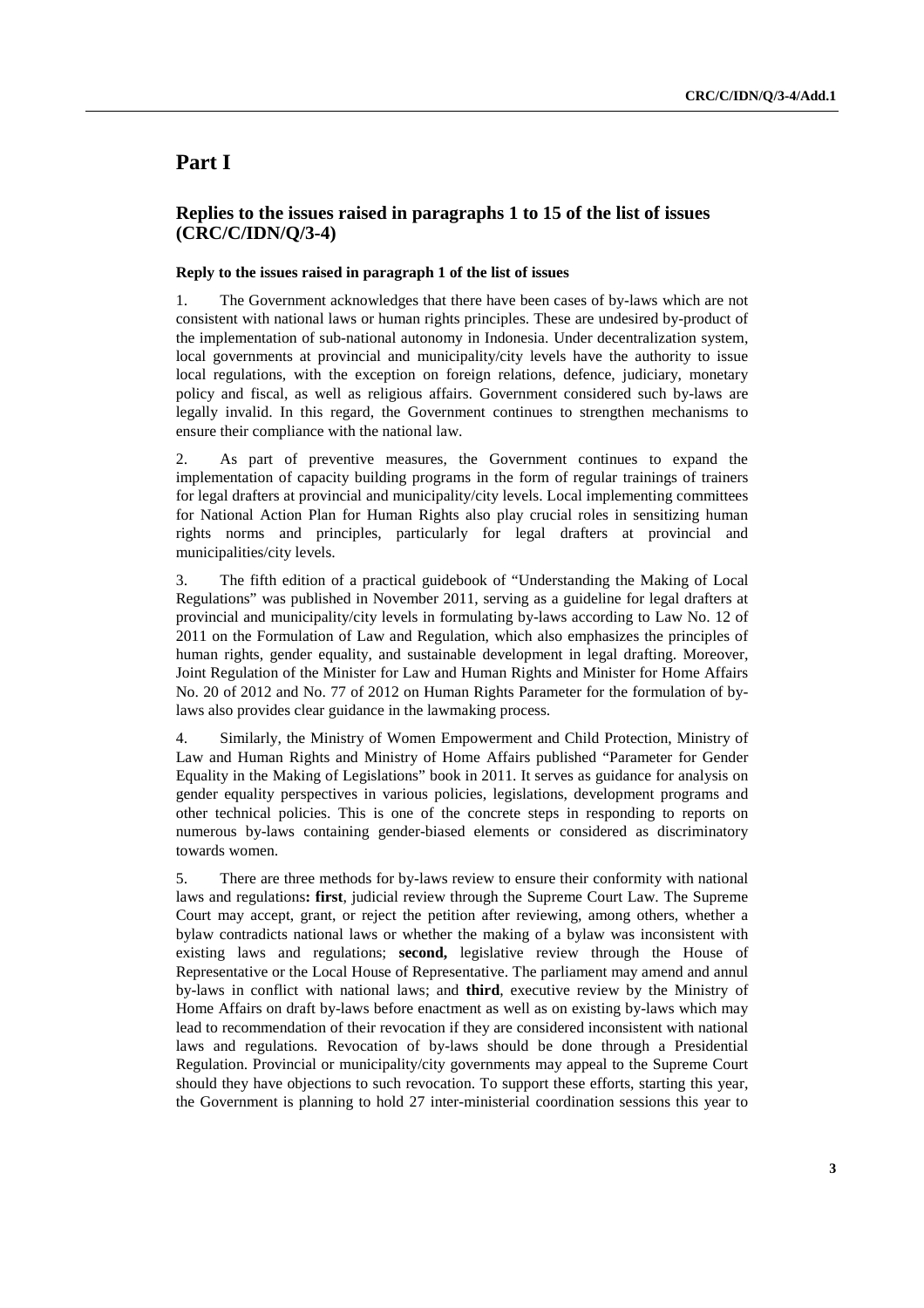# Part I

## Replies to the issues raised in paragraphs 1 to 15 of the list of issues (CRC/C/IDN/Q/3-4)

### Reply to the issues raised in paragraph 1 of the list of issues

1. The Government acknowledges that there have been cases of by-laws which are not consistent with national laws or human rights principles. These are undesired by-product of the implementation of sub-national autonomy in Indonesia. Under decentralization system, local governments at provincial and municipality/city levels have the authority to issue local regulations, with the exception on foreign relations, defence, judiciary, monetary policy and fiscal, as well as religious affairs. Government considered such by-laws are legally invalid. In this regard, the Government continues to strengthen mechanisms to ensure their compliance with the national law.

2. As part of preventive measures, the Government continues to expand the implementation of capacity building programs in the form of regular trainings of trainers for legal drafters at provincial and municipality/city levels. Local implementing committees for National Action Plan for Human Rights also play crucial roles in sensitizing human rights norms and principles, particularly for legal drafters at provincial and municipalities/city levels.

3. The fifth edition of a practical guidebook of "Understanding the Making of Local Regulations" was published in November 2011, serving as a guideline for legal drafters at provincial and municipality/city levels in formulating by-laws according to Law No. 12 of 2011 on the Formulation of Law and Regulation, which also emphasizes the principles of human rights, gender equality, and sustainable development in legal drafting. Moreover, Joint Regulation of the Minister for Law and Human Rights and Minister for Home Affairs No. 20 of 2012 and No. 77 of 2012 on Human Rights Parameter for the formulation of by-laws also provides clear guidance in the lawmaking process.

4. Similarly, the Ministry of Women Empowerment and Child Protection, Ministry of Law and Human Rights and Ministry of Home Affairs published "Parameter for Gender Equality in the Making of Legislations" book in 2011. It serves as guidance for analysis on gender equality perspectives in various policies, legislations, development programs and other technical policies. This is one of the concrete steps in responding to reports on numerous by-laws containing gender-biased elements or considered as discriminatory towards women.

5. There are three methods for by-laws review to ensure their conformity with national laws and regulations**: first**, judicial review through the Supreme Court Law. The Supreme Court may accept, grant, or reject the petition after reviewing, among others, whether a bylaw contradicts national laws or whether the making of a bylaw was inconsistent with existing laws and regulations; **second,** legislative review through the House of Representative or the Local House of Representative. The parliament may amend and annul by-laws in conflict with national laws; and **third**, executive review by the Ministry of Home Affairs on draft by-laws before enactment as well as on existing by-laws which may lead to recommendation of their revocation if they are considered inconsistent with national laws and regulations. Revocation of by-laws should be done through a Presidential Regulation. Provincial or municipality/city governments may appeal to the Supreme Court should they have objections to such revocation. To support these efforts, starting this year, the Government is planning to hold 27 inter-ministerial coordination sessions this year to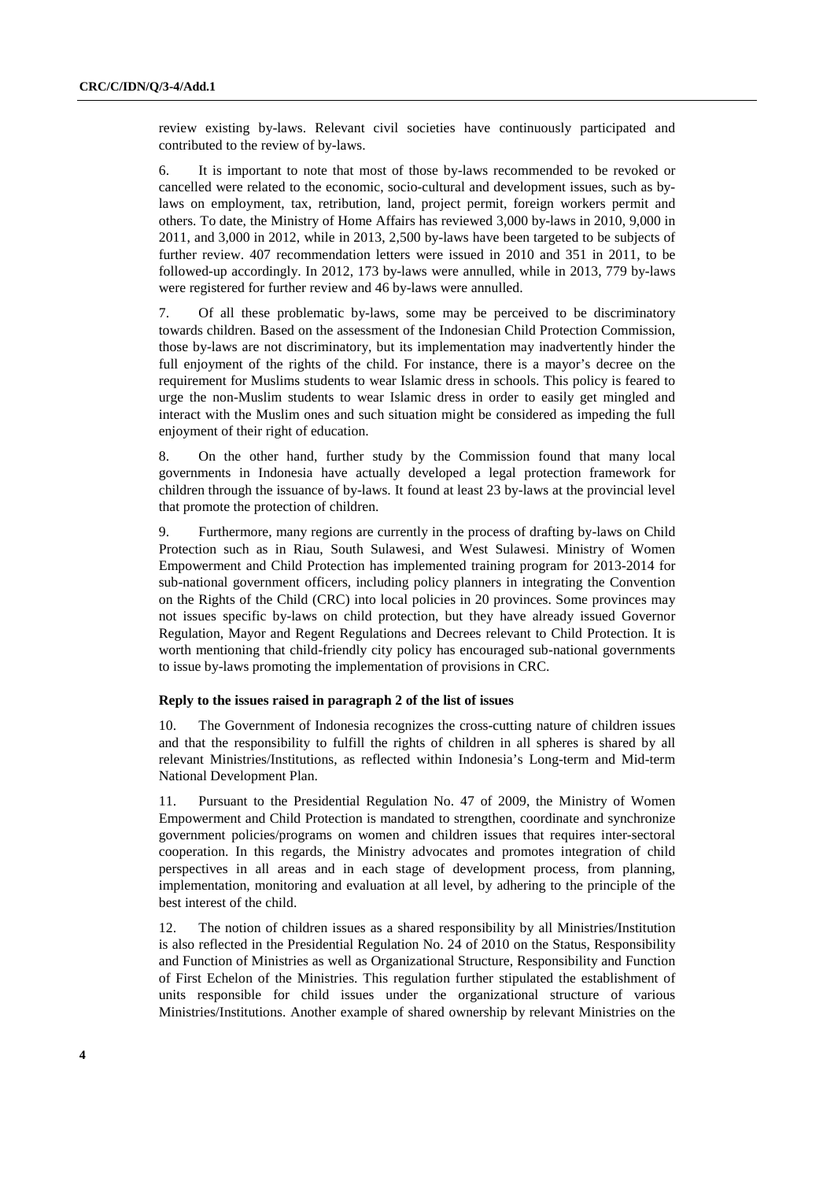review existing by-laws. Relevant civil societies have continuously participated and contributed to the review of by-laws.

6. It is important to note that most of those by-laws recommended to be revoked or cancelled were related to the economic, socio-cultural and development issues, such as by-laws on employment, tax, retribution, land, project permit, foreign workers permit and others. To date, the Ministry of Home Affairs has reviewed 3,000 by-laws in 2010, 9,000 in 2011, and 3,000 in 2012, while in 2013, 2,500 by-laws have been targeted to be subjects of further review. 407 recommendation letters were issued in 2010 and 351 in 2011, to be followed-up accordingly. In 2012, 173 by-laws were annulled, while in 2013, 779 by-laws were registered for further review and 46 by-laws were annulled.

7. Of all these problematic by-laws, some may be perceived to be discriminatory towards children. Based on the assessment of the Indonesian Child Protection Commission, those by-laws are not discriminatory, but its implementation may inadvertently hinder the full enjoyment of the rights of the child. For instance, there is a mayor's decree on the requirement for Muslims students to wear Islamic dress in schools. This policy is feared to urge the non-Muslim students to wear Islamic dress in order to easily get mingled and interact with the Muslim ones and such situation might be considered as impeding the full enjoyment of their right of education.

8. On the other hand, further study by the Commission found that many local governments in Indonesia have actually developed a legal protection framework for children through the issuance of by-laws. It found at least 23 by-laws at the provincial level that promote the protection of children.

9. Furthermore, many regions are currently in the process of drafting by-laws on Child Protection such as in Riau, South Sulawesi, and West Sulawesi. Ministry of Women Empowerment and Child Protection has implemented training program for 2013-2014 for sub-national government officers, including policy planners in integrating the Convention on the Rights of the Child (CRC) into local policies in 20 provinces. Some provinces may not issues specific by-laws on child protection, but they have already issued Governor Regulation, Mayor and Regent Regulations and Decrees relevant to Child Protection. It is worth mentioning that child-friendly city policy has encouraged sub-national governments to issue by-laws promoting the implementation of provisions in CRC.

#### Reply to the issues raised in paragraph 2 of the list of issues

10. The Government of Indonesia recognizes the cross-cutting nature of children issues and that the responsibility to fulfill the rights of children in all spheres is shared by all relevant Ministries/Institutions, as reflected within Indonesia's Long-term and Mid-term National Development Plan.

11. Pursuant to the Presidential Regulation No. 47 of 2009, the Ministry of Women Empowerment and Child Protection is mandated to strengthen, coordinate and synchronize government policies/programs on women and children issues that requires inter-sectoral cooperation. In this regards, the Ministry advocates and promotes integration of child perspectives in all areas and in each stage of development process, from planning, implementation, monitoring and evaluation at all level, by adhering to the principle of the best interest of the child.

12. The notion of children issues as a shared responsibility by all Ministries/Institution is also reflected in the Presidential Regulation No. 24 of 2010 on the Status, Responsibility and Function of Ministries as well as Organizational Structure, Responsibility and Function of First Echelon of the Ministries. This regulation further stipulated the establishment of units responsible for child issues under the organizational structure of various Ministries/Institutions. Another example of shared ownership by relevant Ministries on the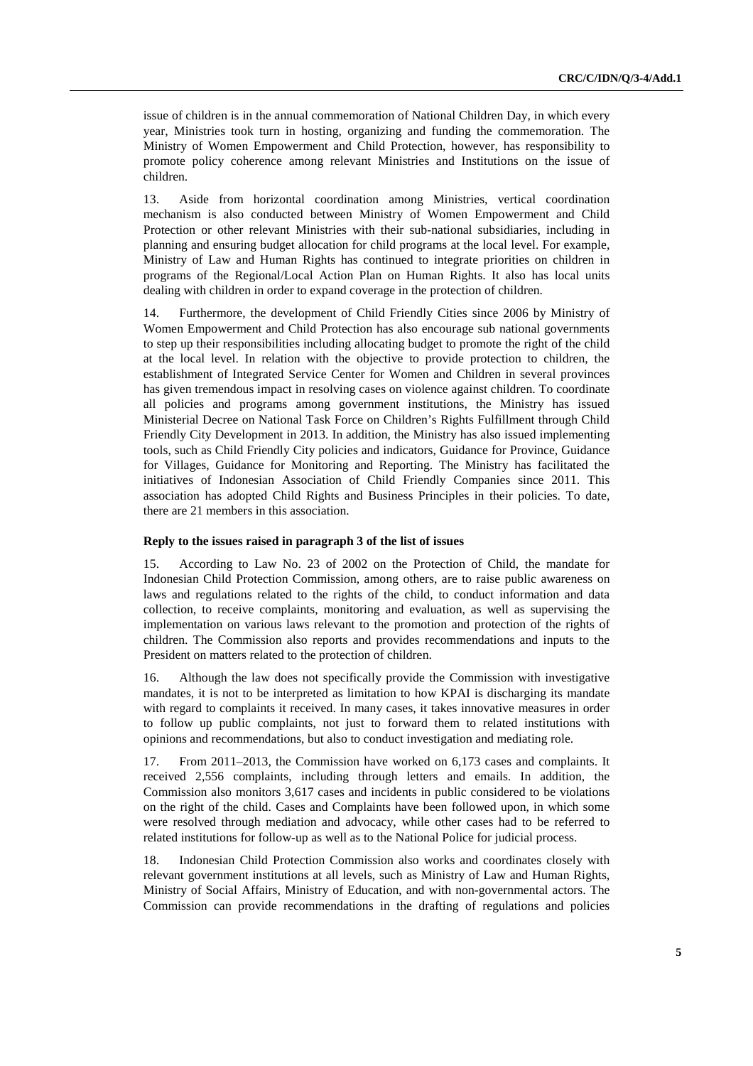issue of children is in the annual commemoration of National Children Day, in which every year, Ministries took turn in hosting, organizing and funding the commemoration. The Ministry of Women Empowerment and Child Protection, however, has responsibility to promote policy coherence among relevant Ministries and Institutions on the issue of children.

13. Aside from horizontal coordination among Ministries, vertical coordination mechanism is also conducted between Ministry of Women Empowerment and Child Protection or other relevant Ministries with their sub-national subsidiaries, including in planning and ensuring budget allocation for child programs at the local level. For example, Ministry of Law and Human Rights has continued to integrate priorities on children in programs of the Regional/Local Action Plan on Human Rights. It also has local units dealing with children in order to expand coverage in the protection of children.

14. Furthermore, the development of Child Friendly Cities since 2006 by Ministry of Women Empowerment and Child Protection has also encourage sub national governments to step up their responsibilities including allocating budget to promote the right of the child at the local level. In relation with the objective to provide protection to children, the establishment of Integrated Service Center for Women and Children in several provinces has given tremendous impact in resolving cases on violence against children. To coordinate all policies and programs among government institutions, the Ministry has issued Ministerial Decree on National Task Force on Children's Rights Fulfillment through Child Friendly City Development in 2013. In addition, the Ministry has also issued implementing tools, such as Child Friendly City policies and indicators, Guidance for Province, Guidance for Villages, Guidance for Monitoring and Reporting. The Ministry has facilitated the initiatives of Indonesian Association of Child Friendly Companies since 2011. This association has adopted Child Rights and Business Principles in their policies. To date, there are 21 members in this association.

**Reply to the issues raised in paragraph 3 of the list of issues**

15. According to Law No. 23 of 2002 on the Protection of Child, the mandate for Indonesian Child Protection Commission, among others, are to raise public awareness on laws and regulations related to the rights of the child, to conduct information and data collection, to receive complaints, monitoring and evaluation, as well as supervising the implementation on various laws relevant to the promotion and protection of the rights of children. The Commission also reports and provides recommendations and inputs to the President on matters related to the protection of children.

16. Although the law does not specifically provide the Commission with investigative mandates, it is not to be interpreted as limitation to how KPAI is discharging its mandate with regard to complaints it received. In many cases, it takes innovative measures in order to follow up public complaints, not just to forward them to related institutions with opinions and recommendations, but also to conduct investigation and mediating role.

17. From 2011–2013, the Commission have worked on 6,173 cases and complaints. It received 2,556 complaints, including through letters and emails. In addition, the Commission also monitors 3,617 cases and incidents in public considered to be violations on the right of the child. Cases and Complaints have been followed upon, in which some were resolved through mediation and advocacy, while other cases had to be referred to related institutions for follow-up as well as to the National Police for judicial process.

18. Indonesian Child Protection Commission also works and coordinates closely with relevant government institutions at all levels, such as Ministry of Law and Human Rights, Ministry of Social Affairs, Ministry of Education, and with non-governmental actors. The Commission can provide recommendations in the drafting of regulations and policies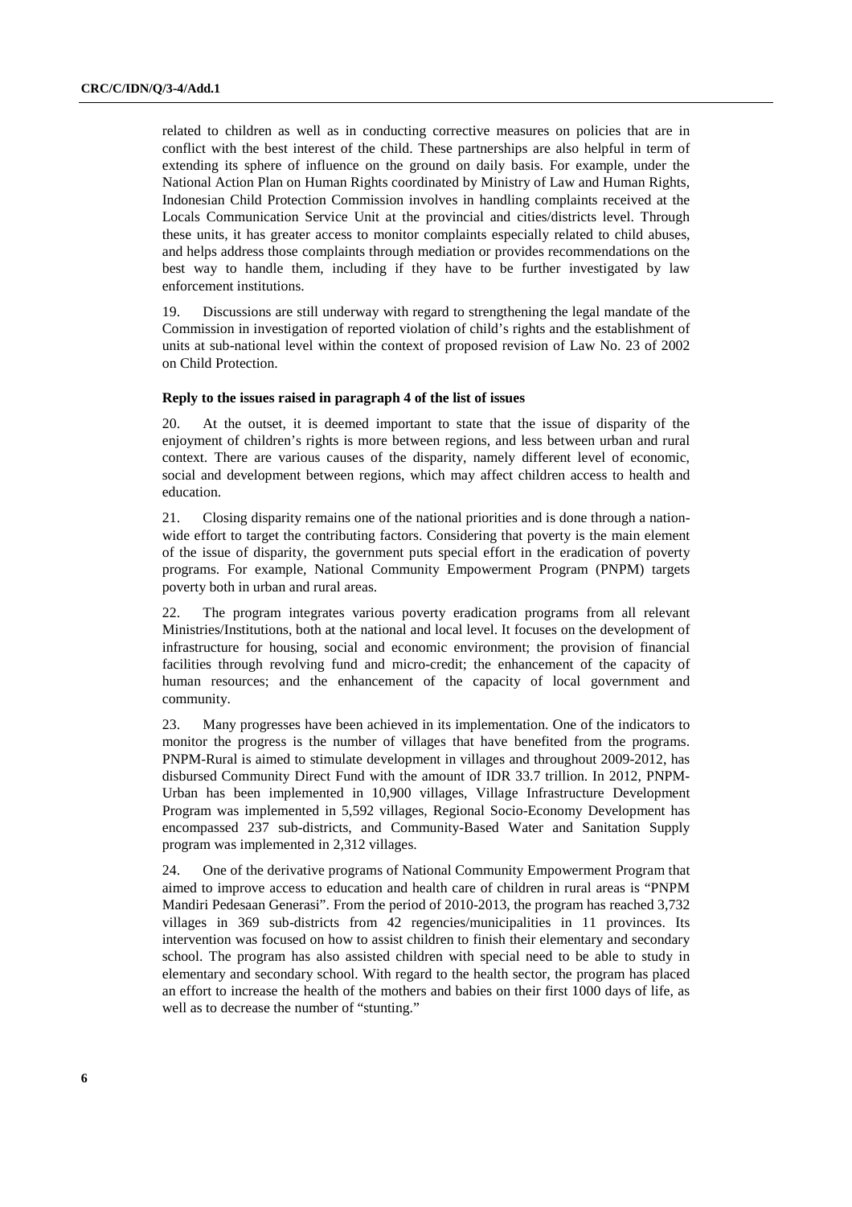related to children as well as in conducting corrective measures on policies that are in conflict with the best interest of the child. These partnerships are also helpful in term of extending its sphere of influence on the ground on daily basis. For example, under the National Action Plan on Human Rights coordinated by Ministry of Law and Human Rights, Indonesian Child Protection Commission involves in handling complaints received at the Locals Communication Service Unit at the provincial and cities/districts level. Through these units, it has greater access to monitor complaints especially related to child abuses, and helps address those complaints through mediation or provides recommendations on the best way to handle them, including if they have to be further investigated by law enforcement institutions.

19. Discussions are still underway with regard to strengthening the legal mandate of the Commission in investigation of reported violation of child's rights and the establishment of units at sub-national level within the context of proposed revision of Law No. 23 of 2002 on Child Protection.

#### Reply to the issues raised in paragraph 4 of the list of issues

20. At the outset, it is deemed important to state that the issue of disparity of the enjoyment of children's rights is more between regions, and less between urban and rural context. There are various causes of the disparity, namely different level of economic, social and development between regions, which may affect children access to health and education.

21. Closing disparity remains one of the national priorities and is done through a nation-wide effort to target the contributing factors. Considering that poverty is the main element of the issue of disparity, the government puts special effort in the eradication of poverty programs. For example, National Community Empowerment Program (PNPM) targets poverty both in urban and rural areas.

22. The program integrates various poverty eradication programs from all relevant Ministries/Institutions, both at the national and local level. It focuses on the development of infrastructure for housing, social and economic environment; the provision of financial facilities through revolving fund and micro-credit; the enhancement of the capacity of human resources; and the enhancement of the capacity of local government and community.

23. Many progresses have been achieved in its implementation. One of the indicators to monitor the progress is the number of villages that have benefited from the programs. PNPM-Rural is aimed to stimulate development in villages and throughout 2009-2012, has disbursed Community Direct Fund with the amount of IDR 33.7 trillion. In 2012, PNPM-Urban has been implemented in 10,900 villages, Village Infrastructure Development Program was implemented in 5,592 villages, Regional Socio-Economy Development has encompassed 237 sub-districts, and Community-Based Water and Sanitation Supply program was implemented in 2,312 villages.

24. One of the derivative programs of National Community Empowerment Program that aimed to improve access to education and health care of children in rural areas is "PNPM Mandiri Pedesaan Generasi". From the period of 2010-2013, the program has reached 3,732 villages in 369 sub-districts from 42 regencies/municipalities in 11 provinces. Its intervention was focused on how to assist children to finish their elementary and secondary school. The program has also assisted children with special need to be able to study in elementary and secondary school. With regard to the health sector, the program has placed an effort to increase the health of the mothers and babies on their first 1000 days of life, as well as to decrease the number of "stunting."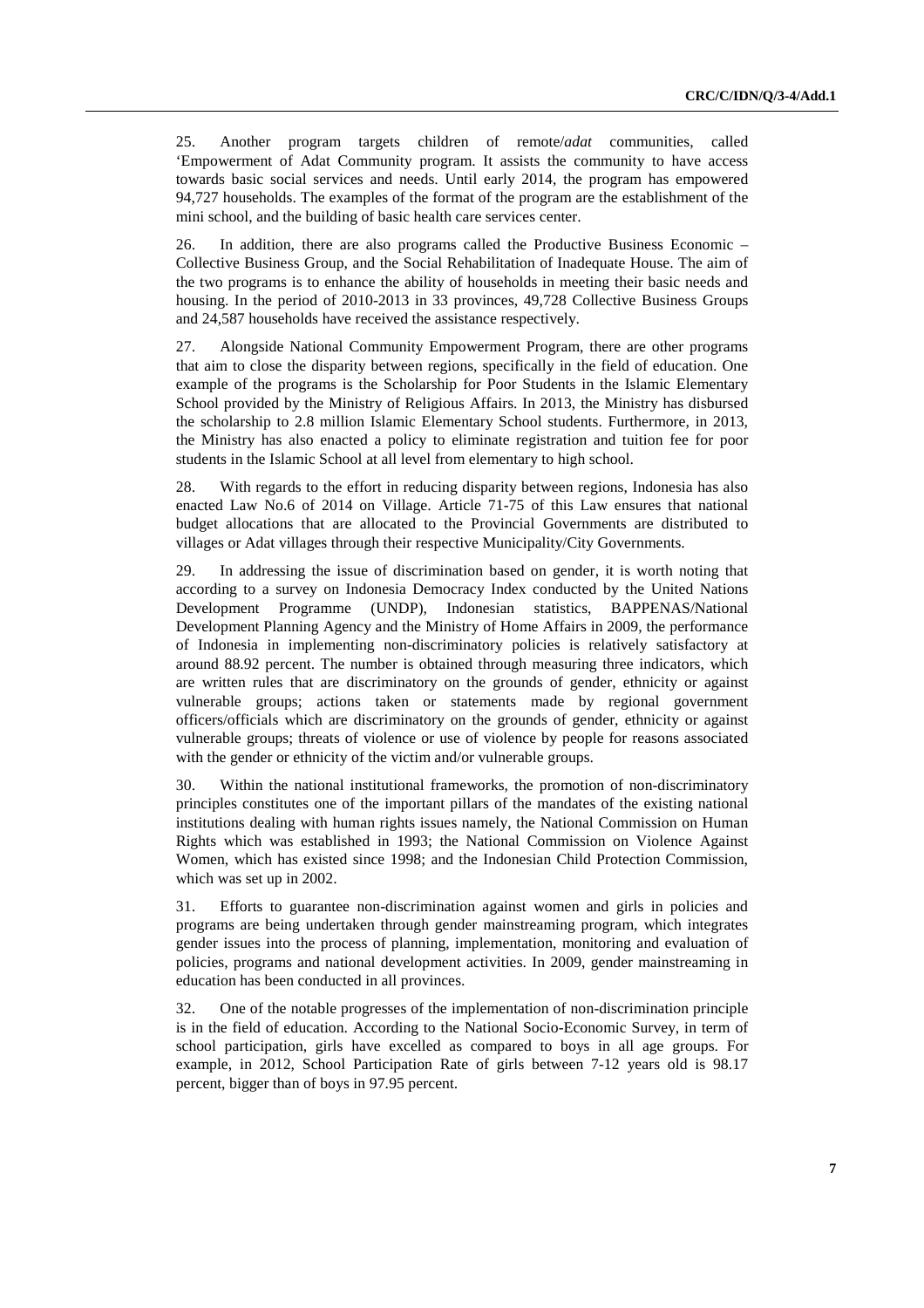25. Another program targets children of remote/*adat* communities, called 'Empowerment of Adat Community program. It assists the community to have access towards basic social services and needs. Until early 2014, the program has empowered 94,727 households. The examples of the format of the program are the establishment of the mini school, and the building of basic health care services center.

26. In addition, there are also programs called the Productive Business Economic – Collective Business Group, and the Social Rehabilitation of Inadequate House. The aim of the two programs is to enhance the ability of households in meeting their basic needs and housing. In the period of 2010-2013 in 33 provinces, 49,728 Collective Business Groups and 24,587 households have received the assistance respectively.

27. Alongside National Community Empowerment Program, there are other programs that aim to close the disparity between regions, specifically in the field of education. One example of the programs is the Scholarship for Poor Students in the Islamic Elementary School provided by the Ministry of Religious Affairs. In 2013, the Ministry has disbursed the scholarship to 2.8 million Islamic Elementary School students. Furthermore, in 2013, the Ministry has also enacted a policy to eliminate registration and tuition fee for poor students in the Islamic School at all level from elementary to high school.

28. With regards to the effort in reducing disparity between regions, Indonesia has also enacted Law No.6 of 2014 on Village. Article 71-75 of this Law ensures that national budget allocations that are allocated to the Provincial Governments are distributed to villages or Adat villages through their respective Municipality/City Governments.

29. In addressing the issue of discrimination based on gender, it is worth noting that according to a survey on Indonesia Democracy Index conducted by the United Nations Development Programme (UNDP), Indonesian statistics, BAPPENAS/National Development Planning Agency and the Ministry of Home Affairs in 2009, the performance of Indonesia in implementing non-discriminatory policies is relatively satisfactory at around 88.92 percent. The number is obtained through measuring three indicators, which are written rules that are discriminatory on the grounds of gender, ethnicity or against vulnerable groups; actions taken or statements made by regional government officers/officials which are discriminatory on the grounds of gender, ethnicity or against vulnerable groups; threats of violence or use of violence by people for reasons associated with the gender or ethnicity of the victim and/or vulnerable groups.

30. Within the national institutional frameworks, the promotion of non-discriminatory principles constitutes one of the important pillars of the mandates of the existing national institutions dealing with human rights issues namely, the National Commission on Human Rights which was established in 1993; the National Commission on Violence Against Women, which has existed since 1998; and the Indonesian Child Protection Commission, which was set up in 2002.

31. Efforts to guarantee non-discrimination against women and girls in policies and programs are being undertaken through gender mainstreaming program, which integrates gender issues into the process of planning, implementation, monitoring and evaluation of policies, programs and national development activities. In 2009, gender mainstreaming in education has been conducted in all provinces.

32. One of the notable progresses of the implementation of non-discrimination principle is in the field of education. According to the National Socio-Economic Survey, in term of school participation, girls have excelled as compared to boys in all age groups. For example, in 2012, School Participation Rate of girls between 7-12 years old is 98.17 percent, bigger than of boys in 97.95 percent.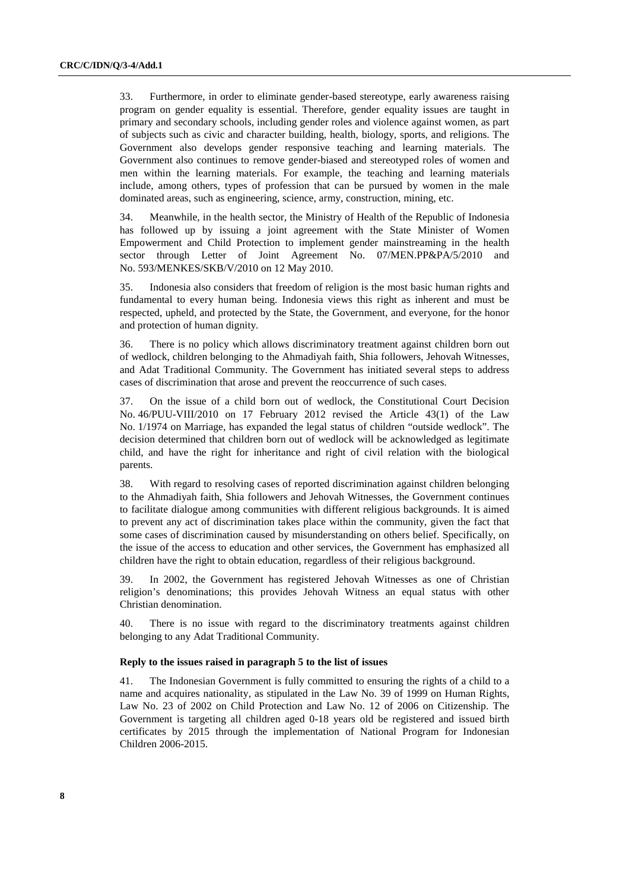33. Furthermore, in order to eliminate gender-based stereotype, early awareness raising program on gender equality is essential. Therefore, gender equality issues are taught in primary and secondary schools, including gender roles and violence against women, as part of subjects such as civic and character building, health, biology, sports, and religions. The Government also develops gender responsive teaching and learning materials. The Government also continues to remove gender-biased and stereotyped roles of women and men within the learning materials. For example, the teaching and learning materials include, among others, types of profession that can be pursued by women in the male dominated areas, such as engineering, science, army, construction, mining, etc.

34. Meanwhile, in the health sector, the Ministry of Health of the Republic of Indonesia has followed up by issuing a joint agreement with the State Minister of Women Empowerment and Child Protection to implement gender mainstreaming in the health sector through Letter of Joint Agreement No. 07/MEN.PP&PA/5/2010 and No. 593/MENKES/SKB/V/2010 on 12 May 2010.

35. Indonesia also considers that freedom of religion is the most basic human rights and fundamental to every human being. Indonesia views this right as inherent and must be respected, upheld, and protected by the State, the Government, and everyone, for the honor and protection of human dignity.

36. There is no policy which allows discriminatory treatment against children born out of wedlock, children belonging to the Ahmadiyah faith, Shia followers, Jehovah Witnesses, and Adat Traditional Community. The Government has initiated several steps to address cases of discrimination that arose and prevent the reoccurrence of such cases.

37. On the issue of a child born out of wedlock, the Constitutional Court Decision No. 46/PUU-VIII/2010 on 17 February 2012 revised the Article 43(1) of the Law No. 1/1974 on Marriage, has expanded the legal status of children "outside wedlock". The decision determined that children born out of wedlock will be acknowledged as legitimate child, and have the right for inheritance and right of civil relation with the biological parents.

38. With regard to resolving cases of reported discrimination against children belonging to the Ahmadiyah faith, Shia followers and Jehovah Witnesses, the Government continues to facilitate dialogue among communities with different religious backgrounds. It is aimed to prevent any act of discrimination takes place within the community, given the fact that some cases of discrimination caused by misunderstanding on others belief. Specifically, on the issue of the access to education and other services, the Government has emphasized all children have the right to obtain education, regardless of their religious background.

39. In 2002, the Government has registered Jehovah Witnesses as one of Christian religion's denominations; this provides Jehovah Witness an equal status with other Christian denomination.

40. There is no issue with regard to the discriminatory treatments against children belonging to any Adat Traditional Community.

**Reply to the issues raised in paragraph 5 to the list of issues**

41. The Indonesian Government is fully committed to ensuring the rights of a child to a name and acquires nationality, as stipulated in the Law No. 39 of 1999 on Human Rights, Law No. 23 of 2002 on Child Protection and Law No. 12 of 2006 on Citizenship. The Government is targeting all children aged 0-18 years old be registered and issued birth certificates by 2015 through the implementation of National Program for Indonesian Children 2006-2015.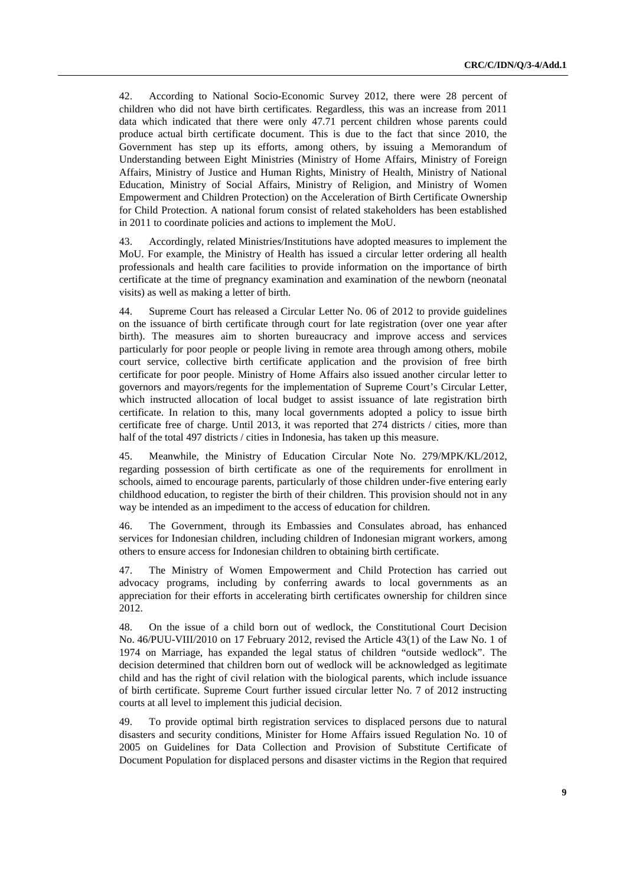42. According to National Socio-Economic Survey 2012, there were 28 percent of children who did not have birth certificates. Regardless, this was an increase from 2011 data which indicated that there were only 47.71 percent children whose parents could produce actual birth certificate document. This is due to the fact that since 2010, the Government has step up its efforts, among others, by issuing a Memorandum of Understanding between Eight Ministries (Ministry of Home Affairs, Ministry of Foreign Affairs, Ministry of Justice and Human Rights, Ministry of Health, Ministry of National Education, Ministry of Social Affairs, Ministry of Religion, and Ministry of Women Empowerment and Children Protection) on the Acceleration of Birth Certificate Ownership for Child Protection. A national forum consist of related stakeholders has been established in 2011 to coordinate policies and actions to implement the MoU.

43. Accordingly, related Ministries/Institutions have adopted measures to implement the MoU. For example, the Ministry of Health has issued a circular letter ordering all health professionals and health care facilities to provide information on the importance of birth certificate at the time of pregnancy examination and examination of the newborn (neonatal visits) as well as making a letter of birth.

44. Supreme Court has released a Circular Letter No. 06 of 2012 to provide guidelines on the issuance of birth certificate through court for late registration (over one year after birth). The measures aim to shorten bureaucracy and improve access and services particularly for poor people or people living in remote area through among others, mobile court service, collective birth certificate application and the provision of free birth certificate for poor people. Ministry of Home Affairs also issued another circular letter to governors and mayors/regents for the implementation of Supreme Court's Circular Letter, which instructed allocation of local budget to assist issuance of late registration birth certificate. In relation to this, many local governments adopted a policy to issue birth certificate free of charge. Until 2013, it was reported that 274 districts / cities, more than half of the total 497 districts / cities in Indonesia, has taken up this measure.

45. Meanwhile, the Ministry of Education Circular Note No. 279/MPK/KL/2012, regarding possession of birth certificate as one of the requirements for enrollment in schools, aimed to encourage parents, particularly of those children under-five entering early childhood education, to register the birth of their children. This provision should not in any way be intended as an impediment to the access of education for children.

46. The Government, through its Embassies and Consulates abroad, has enhanced services for Indonesian children, including children of Indonesian migrant workers, among others to ensure access for Indonesian children to obtaining birth certificate.

47. The Ministry of Women Empowerment and Child Protection has carried out advocacy programs, including by conferring awards to local governments as an appreciation for their efforts in accelerating birth certificates ownership for children since 2012.

48. On the issue of a child born out of wedlock, the Constitutional Court Decision No. 46/PUU-VIII/2010 on 17 February 2012, revised the Article 43(1) of the Law No. 1 of 1974 on Marriage, has expanded the legal status of children "outside wedlock". The decision determined that children born out of wedlock will be acknowledged as legitimate child and has the right of civil relation with the biological parents, which include issuance of birth certificate. Supreme Court further issued circular letter No. 7 of 2012 instructing courts at all level to implement this judicial decision.

49. To provide optimal birth registration services to displaced persons due to natural disasters and security conditions, Minister for Home Affairs issued Regulation No. 10 of 2005 on Guidelines for Data Collection and Provision of Substitute Certificate of Document Population for displaced persons and disaster victims in the Region that required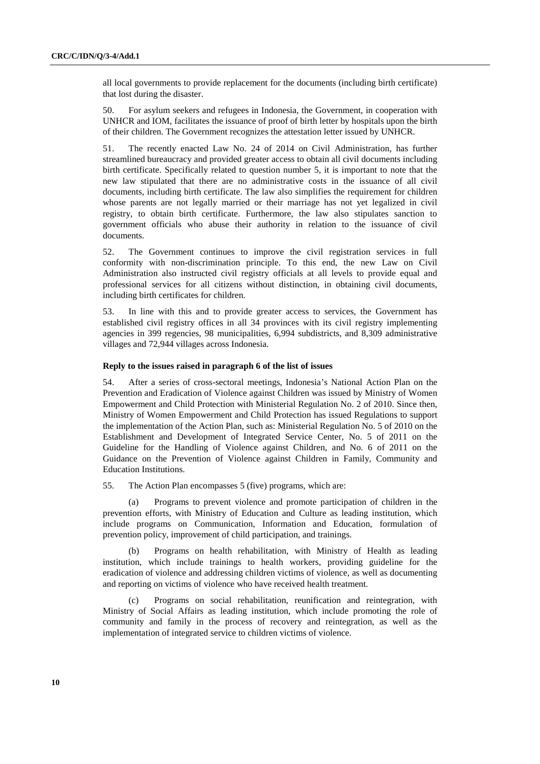all local governments to provide replacement for the documents (including birth certificate) that lost during the disaster.

50. For asylum seekers and refugees in Indonesia, the Government, in cooperation with UNHCR and IOM, facilitates the issuance of proof of birth letter by hospitals upon the birth of their children. The Government recognizes the attestation letter issued by UNHCR.

51. The recently enacted Law No. 24 of 2014 on Civil Administration, has further streamlined bureaucracy and provided greater access to obtain all civil documents including birth certificate. Specifically related to question number 5, it is important to note that the new law stipulated that there are no administrative costs in the issuance of all civil documents, including birth certificate. The law also simplifies the requirement for children whose parents are not legally married or their marriage has not yet legalized in civil registry, to obtain birth certificate. Furthermore, the law also stipulates sanction to government officials who abuse their authority in relation to the issuance of civil documents.

52. The Government continues to improve the civil registration services in full conformity with non-discrimination principle. To this end, the new Law on Civil Administration also instructed civil registry officials at all levels to provide equal and professional services for all citizens without distinction, in obtaining civil documents, including birth certificates for children.

53. In line with this and to provide greater access to services, the Government has established civil registry offices in all 34 provinces with its civil registry implementing agencies in 399 regencies, 98 municipalities, 6,994 subdistricts, and 8,309 administrative villages and 72,944 villages across Indonesia.

### Reply to the issues raised in paragraph 6 of the list of issues

54. After a series of cross-sectoral meetings, Indonesia's National Action Plan on the Prevention and Eradication of Violence against Children was issued by Ministry of Women Empowerment and Child Protection with Ministerial Regulation No. 2 of 2010. Since then, Ministry of Women Empowerment and Child Protection has issued Regulations to support the implementation of the Action Plan, such as: Ministerial Regulation No. 5 of 2010 on the Establishment and Development of Integrated Service Center, No. 5 of 2011 on the Guideline for the Handling of Violence against Children, and No. 6 of 2011 on the Guidance on the Prevention of Violence against Children in Family, Community and Education Institutions.

55. The Action Plan encompasses 5 (five) programs, which are:

(a) Programs to prevent violence and promote participation of children in the prevention efforts, with Ministry of Education and Culture as leading institution, which include programs on Communication, Information and Education, formulation of prevention policy, improvement of child participation, and trainings.

(b) Programs on health rehabilitation, with Ministry of Health as leading institution, which include trainings to health workers, providing guideline for the eradication of violence and addressing children victims of violence, as well as documenting and reporting on victims of violence who have received health treatment.

(c) Programs on social rehabilitation, reunification and reintegration, with Ministry of Social Affairs as leading institution, which include promoting the role of community and family in the process of recovery and reintegration, as well as the implementation of integrated service to children victims of violence.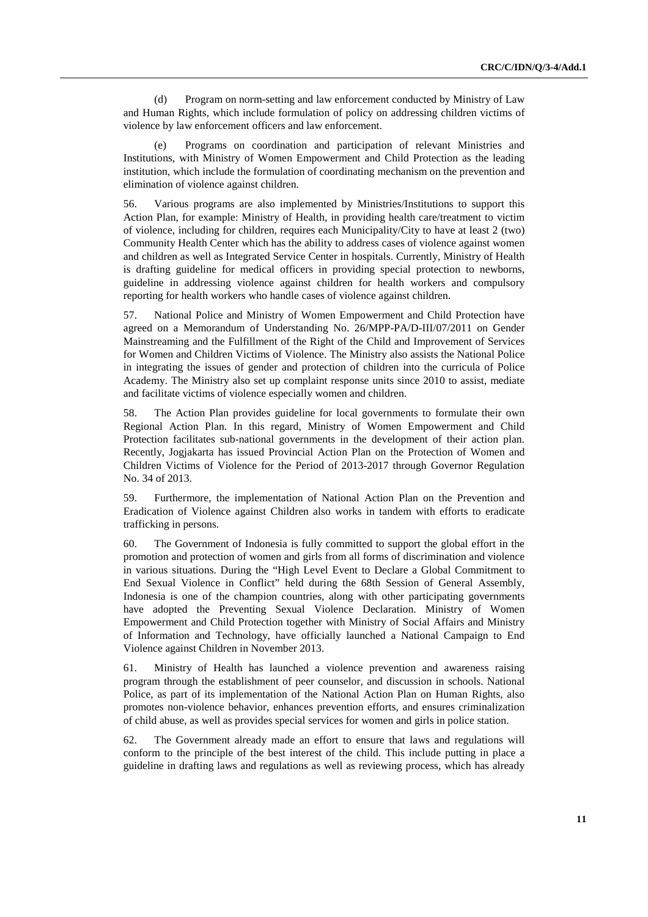(d) Program on norm-setting and law enforcement conducted by Ministry of Law and Human Rights, which include formulation of policy on addressing children victims of violence by law enforcement officers and law enforcement.

(e) Programs on coordination and participation of relevant Ministries and Institutions, with Ministry of Women Empowerment and Child Protection as the leading institution, which include the formulation of coordinating mechanism on the prevention and elimination of violence against children.

56. Various programs are also implemented by Ministries/Institutions to support this Action Plan, for example: Ministry of Health, in providing health care/treatment to victim of violence, including for children, requires each Municipality/City to have at least 2 (two) Community Health Center which has the ability to address cases of violence against women and children as well as Integrated Service Center in hospitals. Currently, Ministry of Health is drafting guideline for medical officers in providing special protection to newborns, guideline in addressing violence against children for health workers and compulsory reporting for health workers who handle cases of violence against children.

57. National Police and Ministry of Women Empowerment and Child Protection have agreed on a Memorandum of Understanding No. 26/MPP-PA/D-III/07/2011 on Gender Mainstreaming and the Fulfillment of the Right of the Child and Improvement of Services for Women and Children Victims of Violence. The Ministry also assists the National Police in integrating the issues of gender and protection of children into the curricula of Police Academy. The Ministry also set up complaint response units since 2010 to assist, mediate and facilitate victims of violence especially women and children.

58. The Action Plan provides guideline for local governments to formulate their own Regional Action Plan. In this regard, Ministry of Women Empowerment and Child Protection facilitates sub-national governments in the development of their action plan. Recently, Jogjakarta has issued Provincial Action Plan on the Protection of Women and Children Victims of Violence for the Period of 2013-2017 through Governor Regulation No. 34 of 2013.

59. Furthermore, the implementation of National Action Plan on the Prevention and Eradication of Violence against Children also works in tandem with efforts to eradicate trafficking in persons.

60. The Government of Indonesia is fully committed to support the global effort in the promotion and protection of women and girls from all forms of discrimination and violence in various situations. During the "High Level Event to Declare a Global Commitment to End Sexual Violence in Conflict" held during the 68th Session of General Assembly, Indonesia is one of the champion countries, along with other participating governments have adopted the Preventing Sexual Violence Declaration. Ministry of Women Empowerment and Child Protection together with Ministry of Social Affairs and Ministry of Information and Technology, have officially launched a National Campaign to End Violence against Children in November 2013.

61. Ministry of Health has launched a violence prevention and awareness raising program through the establishment of peer counselor, and discussion in schools. National Police, as part of its implementation of the National Action Plan on Human Rights, also promotes non-violence behavior, enhances prevention efforts, and ensures criminalization of child abuse, as well as provides special services for women and girls in police station.

62. The Government already made an effort to ensure that laws and regulations will conform to the principle of the best interest of the child. This include putting in place a guideline in drafting laws and regulations as well as reviewing process, which has already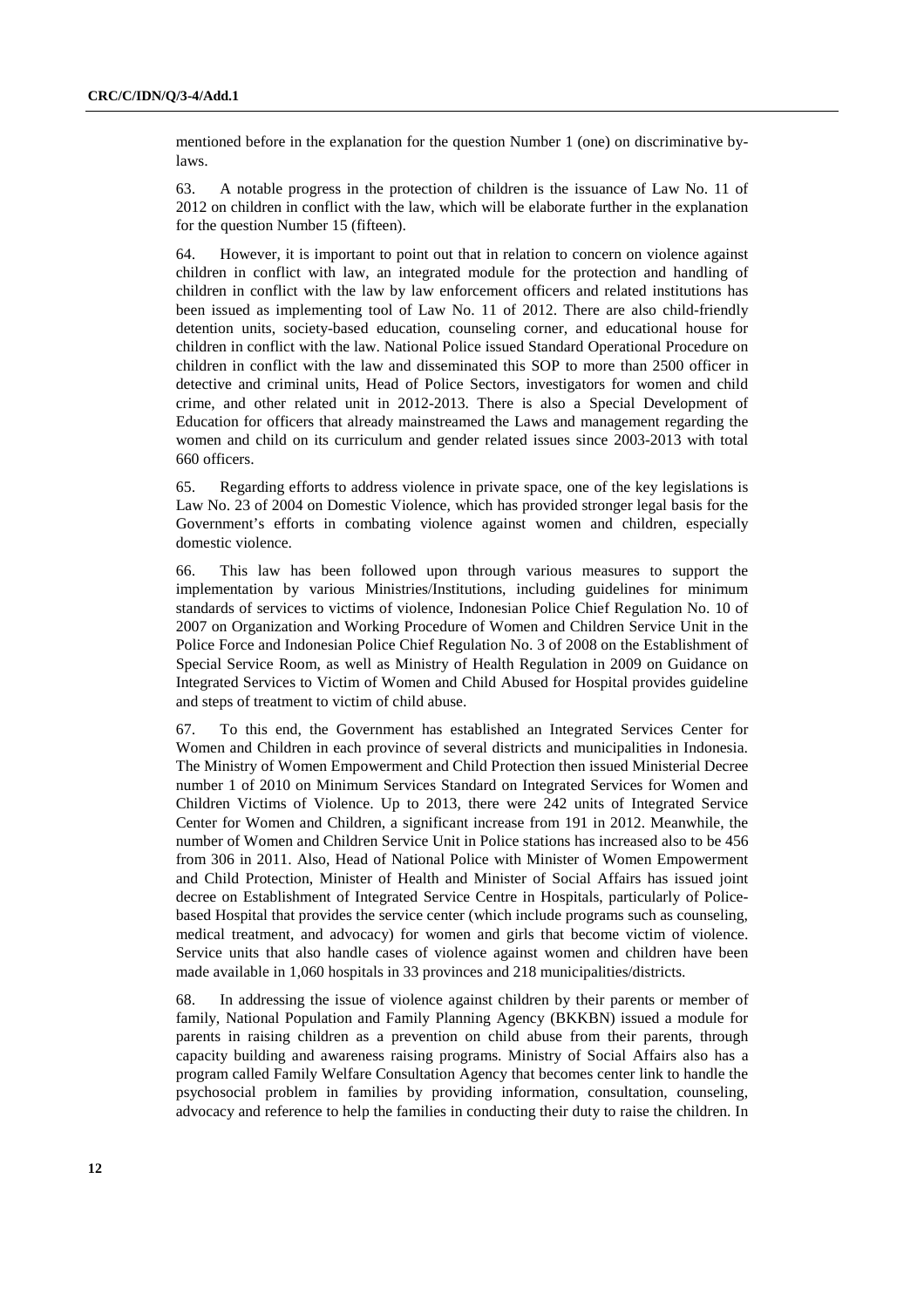mentioned before in the explanation for the question Number 1 (one) on discriminative by-laws.

63. A notable progress in the protection of children is the issuance of Law No. 11 of 2012 on children in conflict with the law, which will be elaborate further in the explanation for the question Number 15 (fifteen).

64. However, it is important to point out that in relation to concern on violence against children in conflict with law, an integrated module for the protection and handling of children in conflict with the law by law enforcement officers and related institutions has been issued as implementing tool of Law No. 11 of 2012. There are also child-friendly detention units, society-based education, counseling corner, and educational house for children in conflict with the law. National Police issued Standard Operational Procedure on children in conflict with the law and disseminated this SOP to more than 2500 officer in detective and criminal units, Head of Police Sectors, investigators for women and child crime, and other related unit in 2012-2013. There is also a Special Development of Education for officers that already mainstreamed the Laws and management regarding the women and child on its curriculum and gender related issues since 2003-2013 with total 660 officers.

65. Regarding efforts to address violence in private space, one of the key legislations is Law No. 23 of 2004 on Domestic Violence, which has provided stronger legal basis for the Government's efforts in combating violence against women and children, especially domestic violence.

66. This law has been followed upon through various measures to support the implementation by various Ministries/Institutions, including guidelines for minimum standards of services to victims of violence, Indonesian Police Chief Regulation No. 10 of 2007 on Organization and Working Procedure of Women and Children Service Unit in the Police Force and Indonesian Police Chief Regulation No. 3 of 2008 on the Establishment of Special Service Room, as well as Ministry of Health Regulation in 2009 on Guidance on Integrated Services to Victim of Women and Child Abused for Hospital provides guideline and steps of treatment to victim of child abuse.

67. To this end, the Government has established an Integrated Services Center for Women and Children in each province of several districts and municipalities in Indonesia. The Ministry of Women Empowerment and Child Protection then issued Ministerial Decree number 1 of 2010 on Minimum Services Standard on Integrated Services for Women and Children Victims of Violence. Up to 2013, there were 242 units of Integrated Service Center for Women and Children, a significant increase from 191 in 2012. Meanwhile, the number of Women and Children Service Unit in Police stations has increased also to be 456 from 306 in 2011. Also, Head of National Police with Minister of Women Empowerment and Child Protection, Minister of Health and Minister of Social Affairs has issued joint decree on Establishment of Integrated Service Centre in Hospitals, particularly of Police-based Hospital that provides the service center (which include programs such as counseling, medical treatment, and advocacy) for women and girls that become victim of violence. Service units that also handle cases of violence against women and children have been made available in 1,060 hospitals in 33 provinces and 218 municipalities/districts.

68. In addressing the issue of violence against children by their parents or member of family, National Population and Family Planning Agency (BKKBN) issued a module for parents in raising children as a prevention on child abuse from their parents, through capacity building and awareness raising programs. Ministry of Social Affairs also has a program called Family Welfare Consultation Agency that becomes center link to handle the psychosocial problem in families by providing information, consultation, counseling, advocacy and reference to help the families in conducting their duty to raise the children. In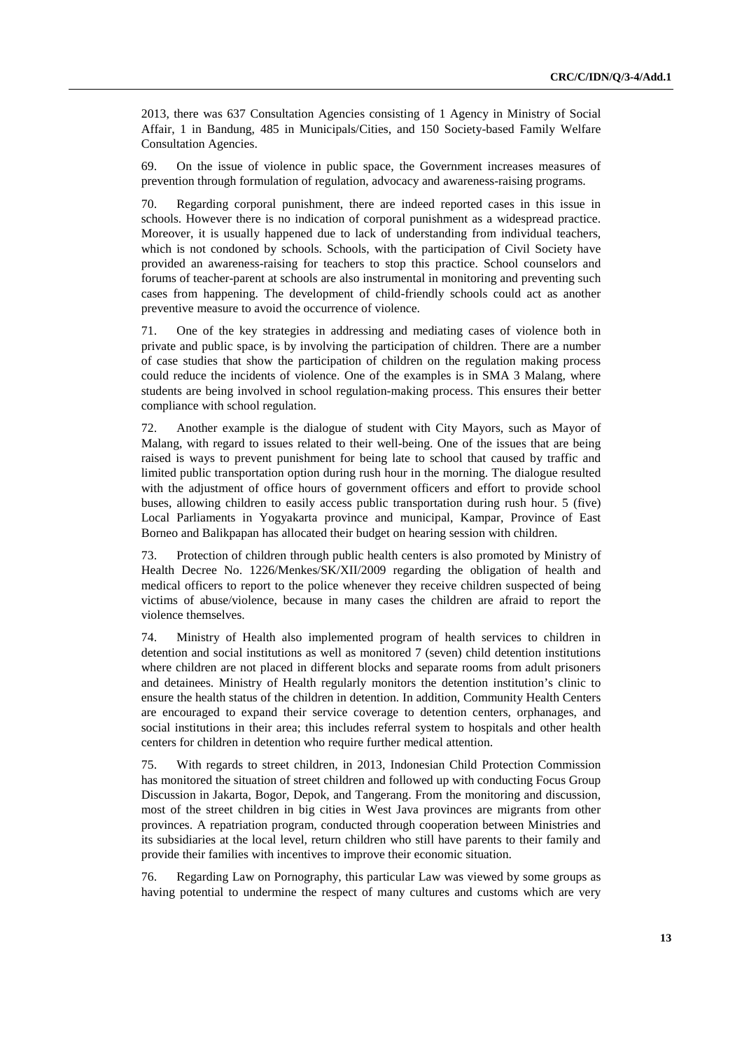2013, there was 637 Consultation Agencies consisting of 1 Agency in Ministry of Social Affair, 1 in Bandung, 485 in Municipals/Cities, and 150 Society-based Family Welfare Consultation Agencies.

69. On the issue of violence in public space, the Government increases measures of prevention through formulation of regulation, advocacy and awareness-raising programs.

70. Regarding corporal punishment, there are indeed reported cases in this issue in schools. However there is no indication of corporal punishment as a widespread practice. Moreover, it is usually happened due to lack of understanding from individual teachers, which is not condoned by schools. Schools, with the participation of Civil Society have provided an awareness-raising for teachers to stop this practice. School counselors and forums of teacher-parent at schools are also instrumental in monitoring and preventing such cases from happening. The development of child-friendly schools could act as another preventive measure to avoid the occurrence of violence.

71. One of the key strategies in addressing and mediating cases of violence both in private and public space, is by involving the participation of children. There are a number of case studies that show the participation of children on the regulation making process could reduce the incidents of violence. One of the examples is in SMA 3 Malang, where students are being involved in school regulation-making process. This ensures their better compliance with school regulation.

72. Another example is the dialogue of student with City Mayors, such as Mayor of Malang, with regard to issues related to their well-being. One of the issues that are being raised is ways to prevent punishment for being late to school that caused by traffic and limited public transportation option during rush hour in the morning. The dialogue resulted with the adjustment of office hours of government officers and effort to provide school buses, allowing children to easily access public transportation during rush hour. 5 (five) Local Parliaments in Yogyakarta province and municipal, Kampar, Province of East Borneo and Balikpapan has allocated their budget on hearing session with children.

73. Protection of children through public health centers is also promoted by Ministry of Health Decree No. 1226/Menkes/SK/XII/2009 regarding the obligation of health and medical officers to report to the police whenever they receive children suspected of being victims of abuse/violence, because in many cases the children are afraid to report the violence themselves.

74. Ministry of Health also implemented program of health services to children in detention and social institutions as well as monitored 7 (seven) child detention institutions where children are not placed in different blocks and separate rooms from adult prisoners and detainees. Ministry of Health regularly monitors the detention institution's clinic to ensure the health status of the children in detention. In addition, Community Health Centers are encouraged to expand their service coverage to detention centers, orphanages, and social institutions in their area; this includes referral system to hospitals and other health centers for children in detention who require further medical attention.

75. With regards to street children, in 2013, Indonesian Child Protection Commission has monitored the situation of street children and followed up with conducting Focus Group Discussion in Jakarta, Bogor, Depok, and Tangerang. From the monitoring and discussion, most of the street children in big cities in West Java provinces are migrants from other provinces. A repatriation program, conducted through cooperation between Ministries and its subsidiaries at the local level, return children who still have parents to their family and provide their families with incentives to improve their economic situation.

76. Regarding Law on Pornography, this particular Law was viewed by some groups as having potential to undermine the respect of many cultures and customs which are very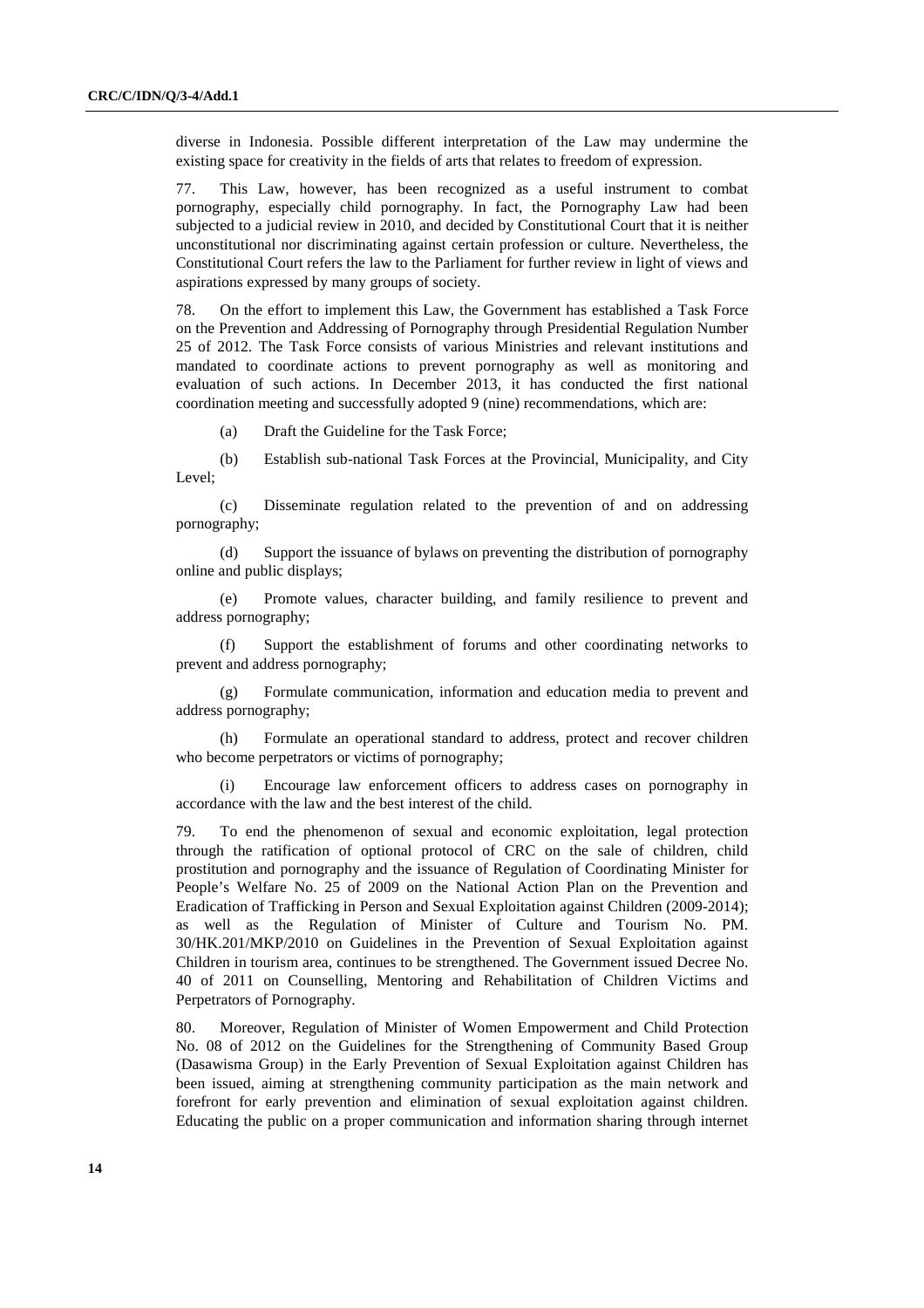diverse in Indonesia. Possible different interpretation of the Law may undermine the existing space for creativity in the fields of arts that relates to freedom of expression.

77. This Law, however, has been recognized as a useful instrument to combat pornography, especially child pornography. In fact, the Pornography Law had been subjected to a judicial review in 2010, and decided by Constitutional Court that it is neither unconstitutional nor discriminating against certain profession or culture. Nevertheless, the Constitutional Court refers the law to the Parliament for further review in light of views and aspirations expressed by many groups of society.

78. On the effort to implement this Law, the Government has established a Task Force on the Prevention and Addressing of Pornography through Presidential Regulation Number 25 of 2012. The Task Force consists of various Ministries and relevant institutions and mandated to coordinate actions to prevent pornography as well as monitoring and evaluation of such actions. In December 2013, it has conducted the first national coordination meeting and successfully adopted 9 (nine) recommendations, which are:

(a) Draft the Guideline for the Task Force;

(b) Establish sub-national Task Forces at the Provincial, Municipality, and City Level;

(c) Disseminate regulation related to the prevention of and on addressing pornography;

(d) Support the issuance of bylaws on preventing the distribution of pornography online and public displays;

(e) Promote values, character building, and family resilience to prevent and address pornography;

(f) Support the establishment of forums and other coordinating networks to prevent and address pornography;

(g) Formulate communication, information and education media to prevent and address pornography;

(h) Formulate an operational standard to address, protect and recover children who become perpetrators or victims of pornography;

(i) Encourage law enforcement officers to address cases on pornography in accordance with the law and the best interest of the child.

79. To end the phenomenon of sexual and economic exploitation, legal protection through the ratification of optional protocol of CRC on the sale of children, child prostitution and pornography and the issuance of Regulation of Coordinating Minister for People's Welfare No. 25 of 2009 on the National Action Plan on the Prevention and Eradication of Trafficking in Person and Sexual Exploitation against Children (2009-2014); as well as the Regulation of Minister of Culture and Tourism No. PM. 30/HK.201/MKP/2010 on Guidelines in the Prevention of Sexual Exploitation against Children in tourism area, continues to be strengthened. The Government issued Decree No. 40 of 2011 on Counselling, Mentoring and Rehabilitation of Children Victims and Perpetrators of Pornography.

80. Moreover, Regulation of Minister of Women Empowerment and Child Protection No. 08 of 2012 on the Guidelines for the Strengthening of Community Based Group (Dasawisma Group) in the Early Prevention of Sexual Exploitation against Children has been issued, aiming at strengthening community participation as the main network and forefront for early prevention and elimination of sexual exploitation against children. Educating the public on a proper communication and information sharing through internet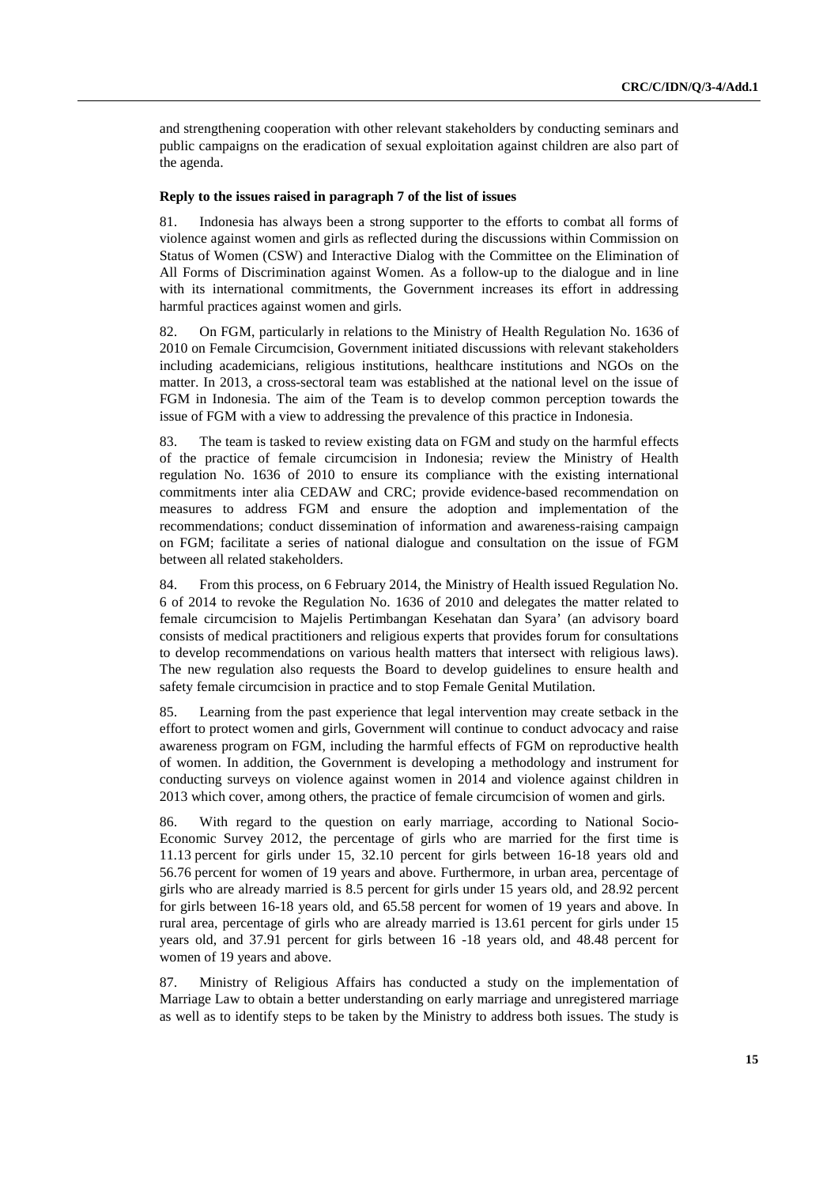and strengthening cooperation with other relevant stakeholders by conducting seminars and public campaigns on the eradication of sexual exploitation against children are also part of the agenda.

**Reply to the issues raised in paragraph 7 of the list of issues**

81. Indonesia has always been a strong supporter to the efforts to combat all forms of violence against women and girls as reflected during the discussions within Commission on Status of Women (CSW) and Interactive Dialog with the Committee on the Elimination of All Forms of Discrimination against Women. As a follow-up to the dialogue and in line with its international commitments, the Government increases its effort in addressing harmful practices against women and girls.

82. On FGM, particularly in relations to the Ministry of Health Regulation No. 1636 of 2010 on Female Circumcision, Government initiated discussions with relevant stakeholders including academicians, religious institutions, healthcare institutions and NGOs on the matter. In 2013, a cross-sectoral team was established at the national level on the issue of FGM in Indonesia. The aim of the Team is to develop common perception towards the issue of FGM with a view to addressing the prevalence of this practice in Indonesia.

83. The team is tasked to review existing data on FGM and study on the harmful effects of the practice of female circumcision in Indonesia; review the Ministry of Health regulation No. 1636 of 2010 to ensure its compliance with the existing international commitments inter alia CEDAW and CRC; provide evidence-based recommendation on measures to address FGM and ensure the adoption and implementation of the recommendations; conduct dissemination of information and awareness-raising campaign on FGM; facilitate a series of national dialogue and consultation on the issue of FGM between all related stakeholders.

84. From this process, on 6 February 2014, the Ministry of Health issued Regulation No. 6 of 2014 to revoke the Regulation No. 1636 of 2010 and delegates the matter related to female circumcision to Majelis Pertimbangan Kesehatan dan Syara' (an advisory board consists of medical practitioners and religious experts that provides forum for consultations to develop recommendations on various health matters that intersect with religious laws). The new regulation also requests the Board to develop guidelines to ensure health and safety female circumcision in practice and to stop Female Genital Mutilation.

85. Learning from the past experience that legal intervention may create setback in the effort to protect women and girls, Government will continue to conduct advocacy and raise awareness program on FGM, including the harmful effects of FGM on reproductive health of women. In addition, the Government is developing a methodology and instrument for conducting surveys on violence against women in 2014 and violence against children in 2013 which cover, among others, the practice of female circumcision of women and girls.

86. With regard to the question on early marriage, according to National Socio-Economic Survey 2012, the percentage of girls who are married for the first time is 11.13 percent for girls under 15, 32.10 percent for girls between 16-18 years old and 56.76 percent for women of 19 years and above. Furthermore, in urban area, percentage of girls who are already married is 8.5 percent for girls under 15 years old, and 28.92 percent for girls between 16-18 years old, and 65.58 percent for women of 19 years and above. In rural area, percentage of girls who are already married is 13.61 percent for girls under 15 years old, and 37.91 percent for girls between 16 -18 years old, and 48.48 percent for women of 19 years and above.

87. Ministry of Religious Affairs has conducted a study on the implementation of Marriage Law to obtain a better understanding on early marriage and unregistered marriage as well as to identify steps to be taken by the Ministry to address both issues. The study is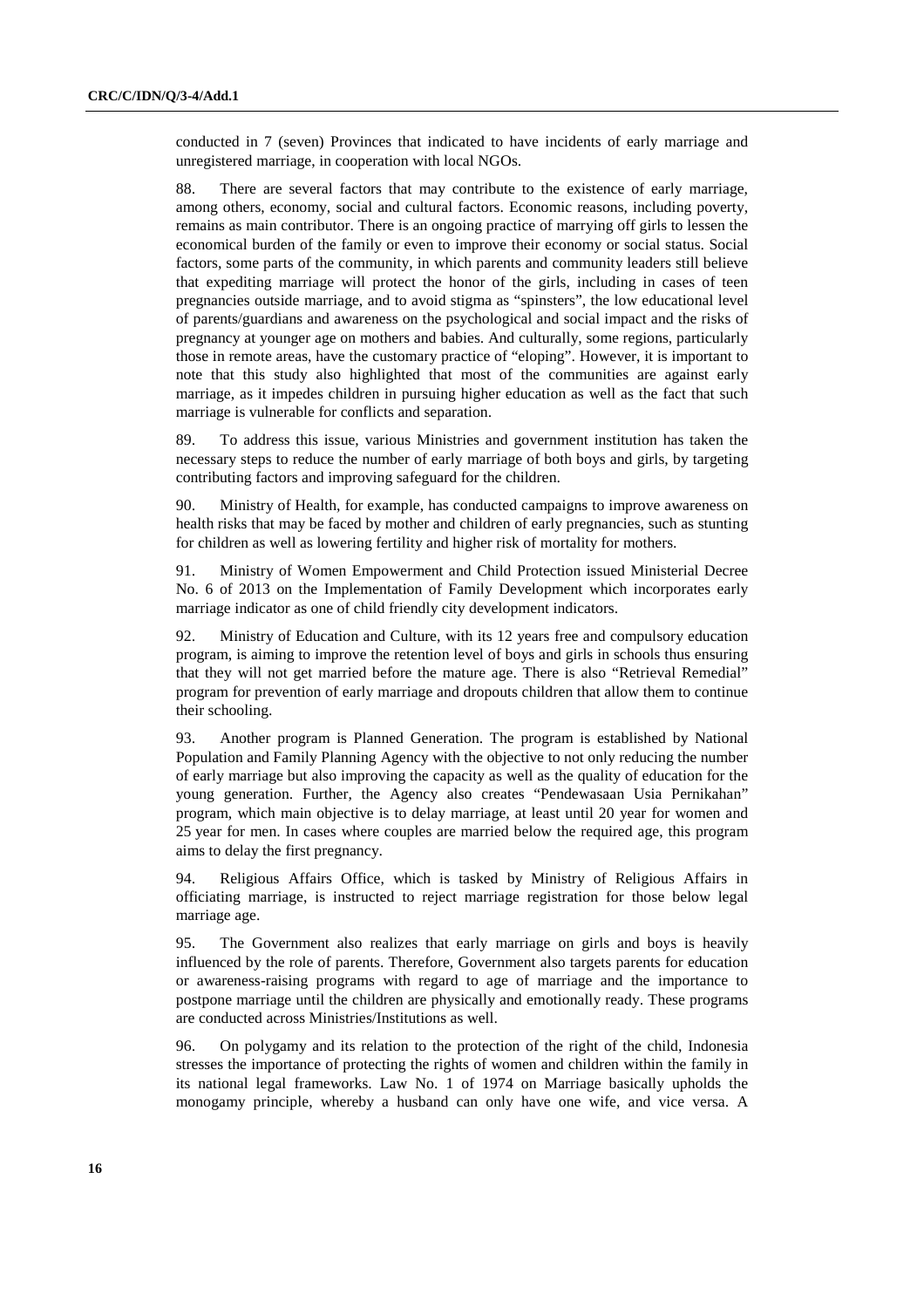conducted in 7 (seven) Provinces that indicated to have incidents of early marriage and unregistered marriage, in cooperation with local NGOs.

88. There are several factors that may contribute to the existence of early marriage, among others, economy, social and cultural factors. Economic reasons, including poverty, remains as main contributor. There is an ongoing practice of marrying off girls to lessen the economical burden of the family or even to improve their economy or social status. Social factors, some parts of the community, in which parents and community leaders still believe that expediting marriage will protect the honor of the girls, including in cases of teen pregnancies outside marriage, and to avoid stigma as "spinsters", the low educational level of parents/guardians and awareness on the psychological and social impact and the risks of pregnancy at younger age on mothers and babies. And culturally, some regions, particularly those in remote areas, have the customary practice of "eloping". However, it is important to note that this study also highlighted that most of the communities are against early marriage, as it impedes children in pursuing higher education as well as the fact that such marriage is vulnerable for conflicts and separation.

89. To address this issue, various Ministries and government institution has taken the necessary steps to reduce the number of early marriage of both boys and girls, by targeting contributing factors and improving safeguard for the children.

90. Ministry of Health, for example, has conducted campaigns to improve awareness on health risks that may be faced by mother and children of early pregnancies, such as stunting for children as well as lowering fertility and higher risk of mortality for mothers.

91. Ministry of Women Empowerment and Child Protection issued Ministerial Decree No. 6 of 2013 on the Implementation of Family Development which incorporates early marriage indicator as one of child friendly city development indicators.

92. Ministry of Education and Culture, with its 12 years free and compulsory education program, is aiming to improve the retention level of boys and girls in schools thus ensuring that they will not get married before the mature age. There is also "Retrieval Remedial" program for prevention of early marriage and dropouts children that allow them to continue their schooling.

93. Another program is Planned Generation. The program is established by National Population and Family Planning Agency with the objective to not only reducing the number of early marriage but also improving the capacity as well as the quality of education for the young generation. Further, the Agency also creates "Pendewasaan Usia Pernikahan" program, which main objective is to delay marriage, at least until 20 year for women and 25 year for men. In cases where couples are married below the required age, this program aims to delay the first pregnancy.

94. Religious Affairs Office, which is tasked by Ministry of Religious Affairs in officiating marriage, is instructed to reject marriage registration for those below legal marriage age.

95. The Government also realizes that early marriage on girls and boys is heavily influenced by the role of parents. Therefore, Government also targets parents for education or awareness-raising programs with regard to age of marriage and the importance to postpone marriage until the children are physically and emotionally ready. These programs are conducted across Ministries/Institutions as well.

96. On polygamy and its relation to the protection of the right of the child, Indonesia stresses the importance of protecting the rights of women and children within the family in its national legal frameworks. Law No. 1 of 1974 on Marriage basically upholds the monogamy principle, whereby a husband can only have one wife, and vice versa. A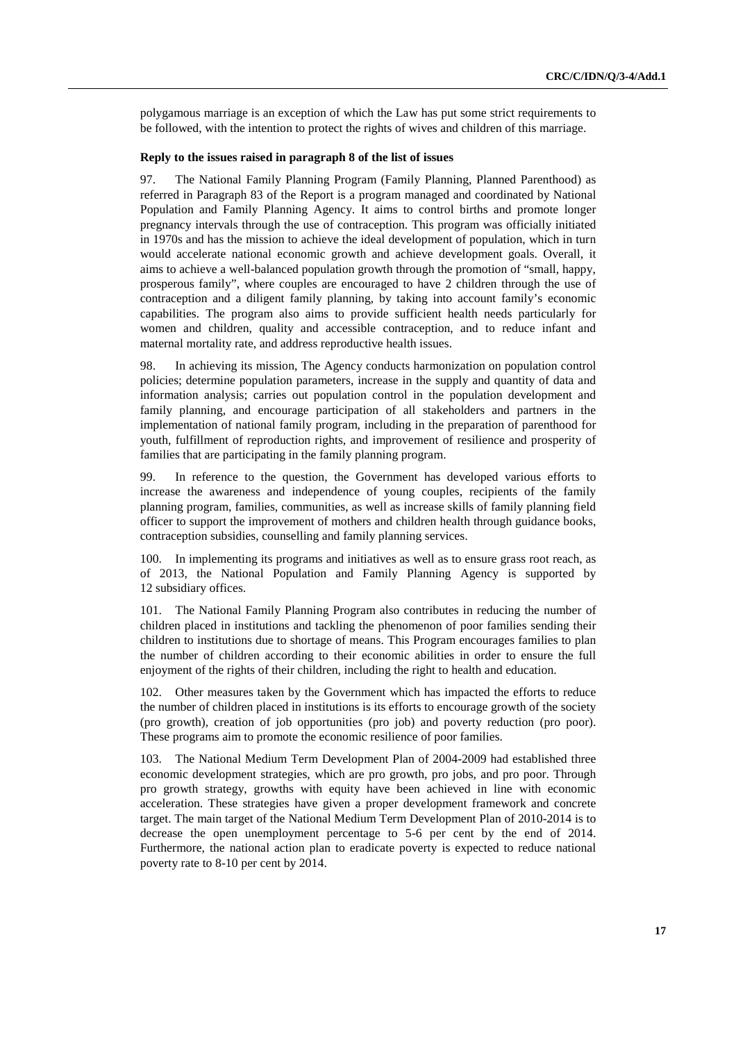polygamous marriage is an exception of which the Law has put some strict requirements to be followed, with the intention to protect the rights of wives and children of this marriage.

**Reply to the issues raised in paragraph 8 of the list of issues**

97. The National Family Planning Program (Family Planning, Planned Parenthood) as referred in Paragraph 83 of the Report is a program managed and coordinated by National Population and Family Planning Agency. It aims to control births and promote longer pregnancy intervals through the use of contraception. This program was officially initiated in 1970s and has the mission to achieve the ideal development of population, which in turn would accelerate national economic growth and achieve development goals. Overall, it aims to achieve a well-balanced population growth through the promotion of "small, happy, prosperous family", where couples are encouraged to have 2 children through the use of contraception and a diligent family planning, by taking into account family's economic capabilities. The program also aims to provide sufficient health needs particularly for women and children, quality and accessible contraception, and to reduce infant and maternal mortality rate, and address reproductive health issues.

98. In achieving its mission, The Agency conducts harmonization on population control policies; determine population parameters, increase in the supply and quantity of data and information analysis; carries out population control in the population development and family planning, and encourage participation of all stakeholders and partners in the implementation of national family program, including in the preparation of parenthood for youth, fulfillment of reproduction rights, and improvement of resilience and prosperity of families that are participating in the family planning program.

99. In reference to the question, the Government has developed various efforts to increase the awareness and independence of young couples, recipients of the family planning program, families, communities, as well as increase skills of family planning field officer to support the improvement of mothers and children health through guidance books, contraception subsidies, counselling and family planning services.

100. In implementing its programs and initiatives as well as to ensure grass root reach, as of 2013, the National Population and Family Planning Agency is supported by 12 subsidiary offices.

101. The National Family Planning Program also contributes in reducing the number of children placed in institutions and tackling the phenomenon of poor families sending their children to institutions due to shortage of means. This Program encourages families to plan the number of children according to their economic abilities in order to ensure the full enjoyment of the rights of their children, including the right to health and education.

102. Other measures taken by the Government which has impacted the efforts to reduce the number of children placed in institutions is its efforts to encourage growth of the society (pro growth), creation of job opportunities (pro job) and poverty reduction (pro poor). These programs aim to promote the economic resilience of poor families.

103. The National Medium Term Development Plan of 2004-2009 had established three economic development strategies, which are pro growth, pro jobs, and pro poor. Through pro growth strategy, growths with equity have been achieved in line with economic acceleration. These strategies have given a proper development framework and concrete target. The main target of the National Medium Term Development Plan of 2010-2014 is to decrease the open unemployment percentage to 5-6 per cent by the end of 2014. Furthermore, the national action plan to eradicate poverty is expected to reduce national poverty rate to 8-10 per cent by 2014.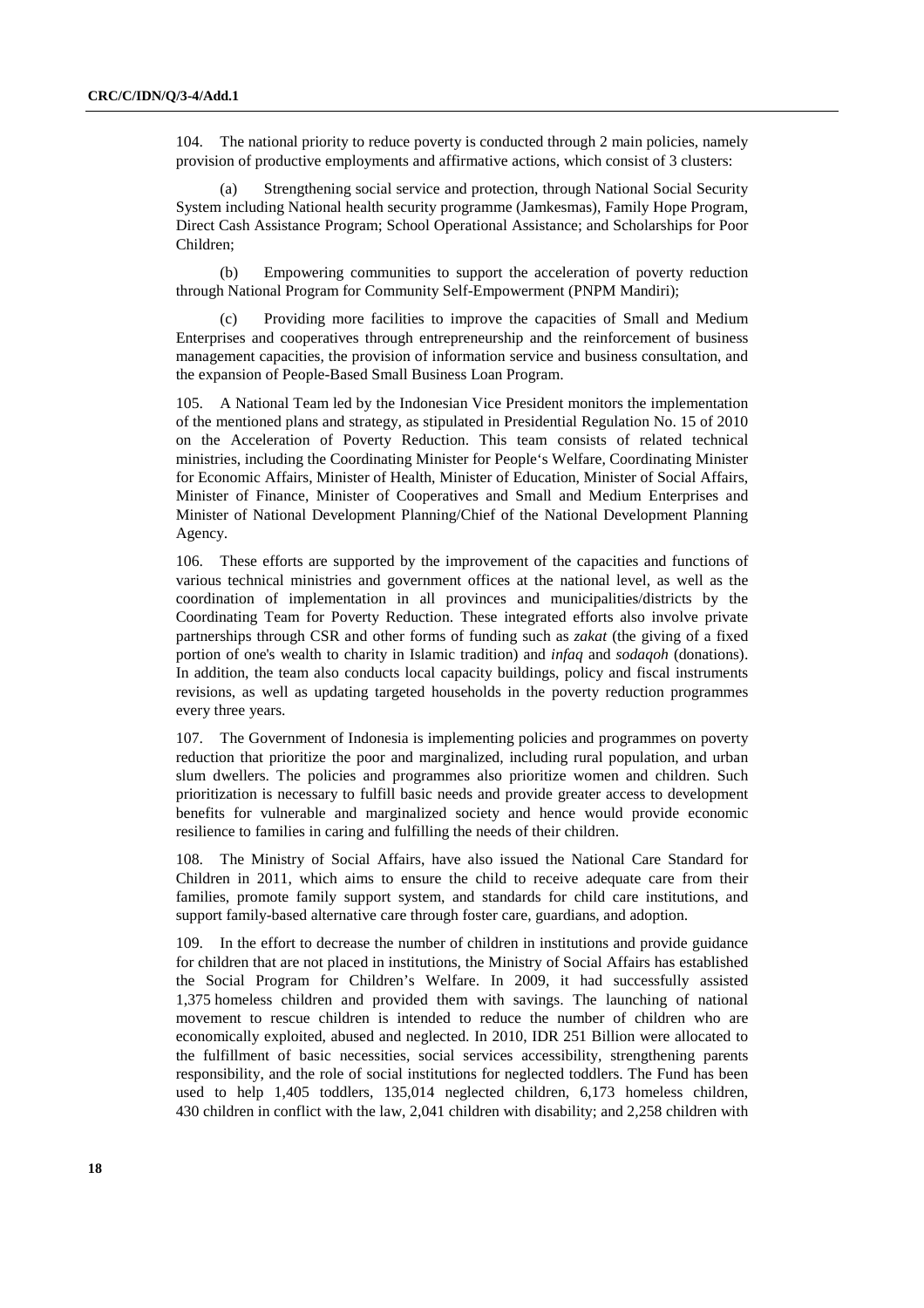104. The national priority to reduce poverty is conducted through 2 main policies, namely provision of productive employments and affirmative actions, which consist of 3 clusters:

(a) Strengthening social service and protection, through National Social Security System including National health security programme (Jamkesmas), Family Hope Program, Direct Cash Assistance Program; School Operational Assistance; and Scholarships for Poor Children;

(b) Empowering communities to support the acceleration of poverty reduction through National Program for Community Self-Empowerment (PNPM Mandiri);

(c) Providing more facilities to improve the capacities of Small and Medium Enterprises and cooperatives through entrepreneurship and the reinforcement of business management capacities, the provision of information service and business consultation, and the expansion of People-Based Small Business Loan Program.

105. A National Team led by the Indonesian Vice President monitors the implementation of the mentioned plans and strategy, as stipulated in Presidential Regulation No. 15 of 2010 on the Acceleration of Poverty Reduction. This team consists of related technical ministries, including the Coordinating Minister for People‘s Welfare, Coordinating Minister for Economic Affairs, Minister of Health, Minister of Education, Minister of Social Affairs, Minister of Finance, Minister of Cooperatives and Small and Medium Enterprises and Minister of National Development Planning/Chief of the National Development Planning Agency.

106. These efforts are supported by the improvement of the capacities and functions of various technical ministries and government offices at the national level, as well as the coordination of implementation in all provinces and municipalities/districts by the Coordinating Team for Poverty Reduction. These integrated efforts also involve private partnerships through CSR and other forms of funding such as *zakat* (the giving of a fixed portion of one's wealth to charity in Islamic tradition) and *infaq* and *sodaqoh* (donations). In addition, the team also conducts local capacity buildings, policy and fiscal instruments revisions, as well as updating targeted households in the poverty reduction programmes every three years.

107. The Government of Indonesia is implementing policies and programmes on poverty reduction that prioritize the poor and marginalized, including rural population, and urban slum dwellers. The policies and programmes also prioritize women and children. Such prioritization is necessary to fulfill basic needs and provide greater access to development benefits for vulnerable and marginalized society and hence would provide economic resilience to families in caring and fulfilling the needs of their children.

108. The Ministry of Social Affairs, have also issued the National Care Standard for Children in 2011, which aims to ensure the child to receive adequate care from their families, promote family support system, and standards for child care institutions, and support family-based alternative care through foster care, guardians, and adoption.

109. In the effort to decrease the number of children in institutions and provide guidance for children that are not placed in institutions, the Ministry of Social Affairs has established the Social Program for Children's Welfare. In 2009, it had successfully assisted 1,375 homeless children and provided them with savings. The launching of national movement to rescue children is intended to reduce the number of children who are economically exploited, abused and neglected. In 2010, IDR 251 Billion were allocated to the fulfillment of basic necessities, social services accessibility, strengthening parents responsibility, and the role of social institutions for neglected toddlers. The Fund has been used to help 1,405 toddlers, 135,014 neglected children, 6,173 homeless children, 430 children in conflict with the law, 2,041 children with disability; and 2,258 children with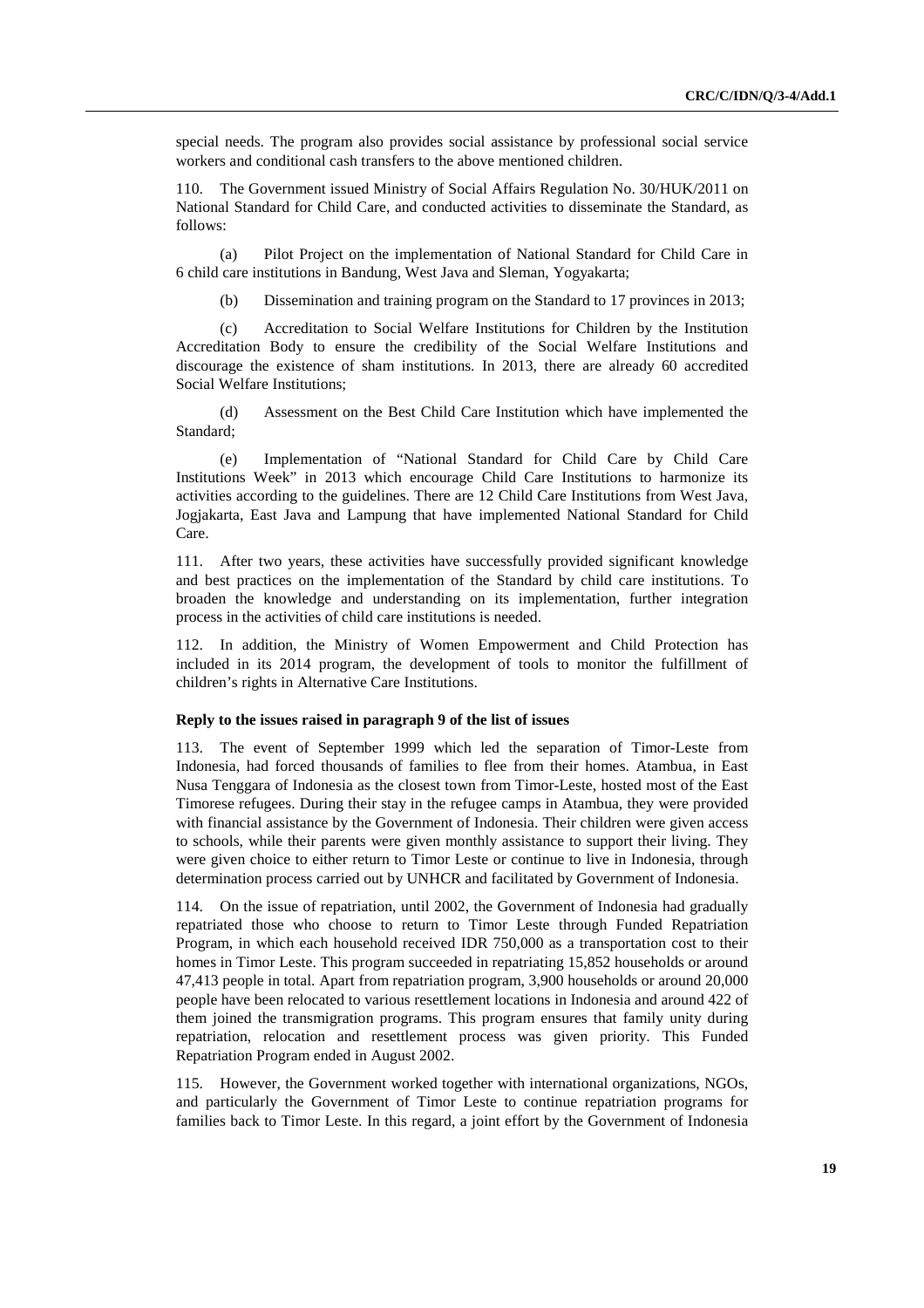special needs. The program also provides social assistance by professional social service workers and conditional cash transfers to the above mentioned children.

110. The Government issued Ministry of Social Affairs Regulation No. 30/HUK/2011 on National Standard for Child Care, and conducted activities to disseminate the Standard, as follows:

(a) Pilot Project on the implementation of National Standard for Child Care in 6 child care institutions in Bandung, West Java and Sleman, Yogyakarta;

(b) Dissemination and training program on the Standard to 17 provinces in 2013;

(c) Accreditation to Social Welfare Institutions for Children by the Institution Accreditation Body to ensure the credibility of the Social Welfare Institutions and discourage the existence of sham institutions. In 2013, there are already 60 accredited Social Welfare Institutions;

(d) Assessment on the Best Child Care Institution which have implemented the Standard;

(e) Implementation of "National Standard for Child Care by Child Care Institutions Week" in 2013 which encourage Child Care Institutions to harmonize its activities according to the guidelines. There are 12 Child Care Institutions from West Java, Jogjakarta, East Java and Lampung that have implemented National Standard for Child Care.

111. After two years, these activities have successfully provided significant knowledge and best practices on the implementation of the Standard by child care institutions. To broaden the knowledge and understanding on its implementation, further integration process in the activities of child care institutions is needed.

112. In addition, the Ministry of Women Empowerment and Child Protection has included in its 2014 program, the development of tools to monitor the fulfillment of children's rights in Alternative Care Institutions.

**Reply to the issues raised in paragraph 9 of the list of issues**

113. The event of September 1999 which led the separation of Timor-Leste from Indonesia, had forced thousands of families to flee from their homes. Atambua, in East Nusa Tenggara of Indonesia as the closest town from Timor-Leste, hosted most of the East Timorese refugees. During their stay in the refugee camps in Atambua, they were provided with financial assistance by the Government of Indonesia. Their children were given access to schools, while their parents were given monthly assistance to support their living. They were given choice to either return to Timor Leste or continue to live in Indonesia, through determination process carried out by UNHCR and facilitated by Government of Indonesia.

114. On the issue of repatriation, until 2002, the Government of Indonesia had gradually repatriated those who choose to return to Timor Leste through Funded Repatriation Program, in which each household received IDR 750,000 as a transportation cost to their homes in Timor Leste. This program succeeded in repatriating 15,852 households or around 47,413 people in total. Apart from repatriation program, 3,900 households or around 20,000 people have been relocated to various resettlement locations in Indonesia and around 422 of them joined the transmigration programs. This program ensures that family unity during repatriation, relocation and resettlement process was given priority. This Funded Repatriation Program ended in August 2002.

115. However, the Government worked together with international organizations, NGOs, and particularly the Government of Timor Leste to continue repatriation programs for families back to Timor Leste. In this regard, a joint effort by the Government of Indonesia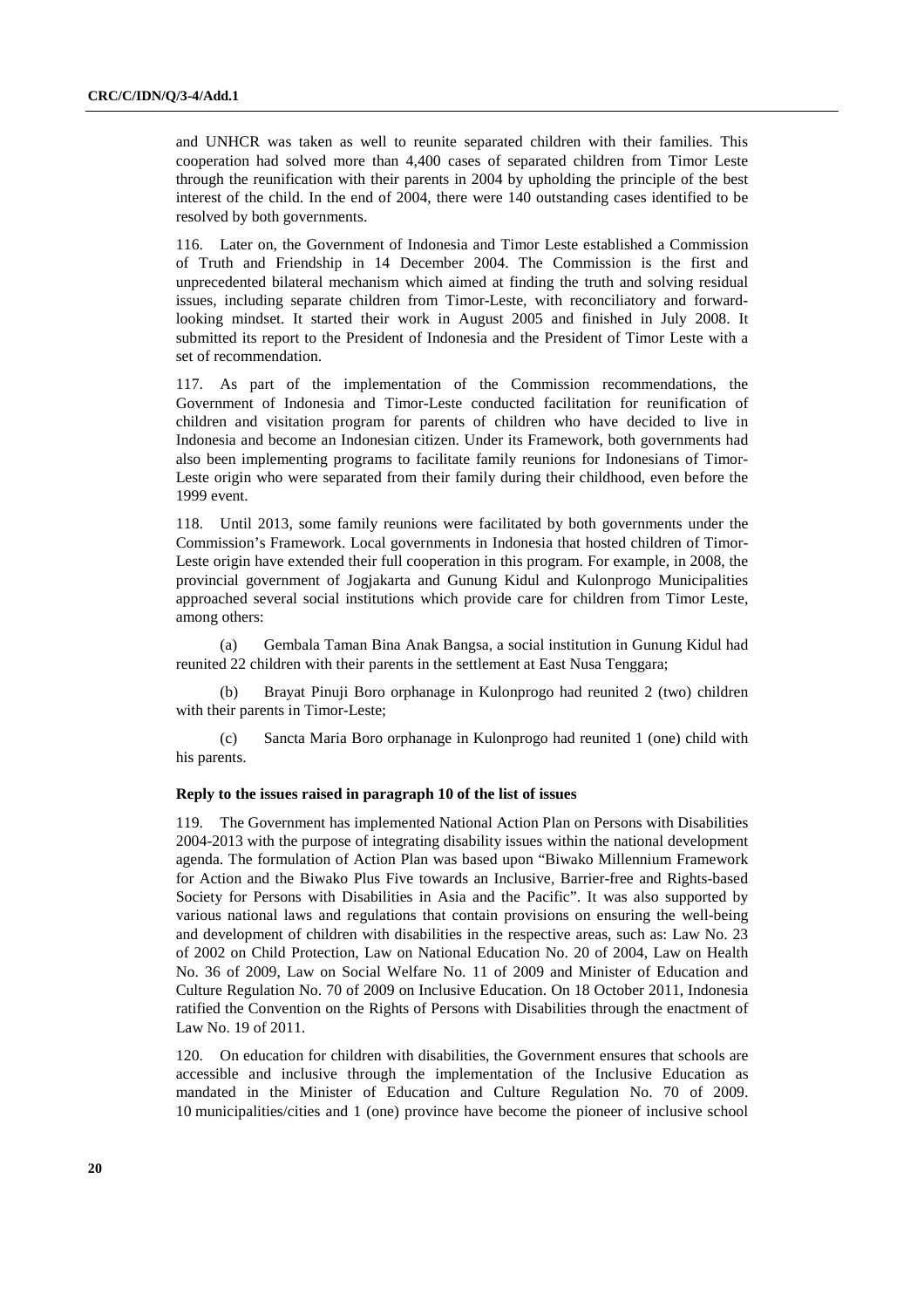and UNHCR was taken as well to reunite separated children with their families. This cooperation had solved more than 4,400 cases of separated children from Timor Leste through the reunification with their parents in 2004 by upholding the principle of the best interest of the child. In the end of 2004, there were 140 outstanding cases identified to be resolved by both governments.

116. Later on, the Government of Indonesia and Timor Leste established a Commission of Truth and Friendship in 14 December 2004. The Commission is the first and unprecedented bilateral mechanism which aimed at finding the truth and solving residual issues, including separate children from Timor-Leste, with reconciliatory and forward-looking mindset. It started their work in August 2005 and finished in July 2008. It submitted its report to the President of Indonesia and the President of Timor Leste with a set of recommendation.

117. As part of the implementation of the Commission recommendations, the Government of Indonesia and Timor-Leste conducted facilitation for reunification of children and visitation program for parents of children who have decided to live in Indonesia and become an Indonesian citizen. Under its Framework, both governments had also been implementing programs to facilitate family reunions for Indonesians of Timor-Leste origin who were separated from their family during their childhood, even before the 1999 event.

118. Until 2013, some family reunions were facilitated by both governments under the Commission's Framework. Local governments in Indonesia that hosted children of Timor-Leste origin have extended their full cooperation in this program. For example, in 2008, the provincial government of Jogjakarta and Gunung Kidul and Kulonprogo Municipalities approached several social institutions which provide care for children from Timor Leste, among others:

(a) Gembala Taman Bina Anak Bangsa, a social institution in Gunung Kidul had reunited 22 children with their parents in the settlement at East Nusa Tenggara;

(b) Brayat Pinuji Boro orphanage in Kulonprogo had reunited 2 (two) children with their parents in Timor-Leste;

(c) Sancta Maria Boro orphanage in Kulonprogo had reunited 1 (one) child with his parents.

**Reply to the issues raised in paragraph 10 of the list of issues**

119. The Government has implemented National Action Plan on Persons with Disabilities 2004-2013 with the purpose of integrating disability issues within the national development agenda. The formulation of Action Plan was based upon "Biwako Millennium Framework for Action and the Biwako Plus Five towards an Inclusive, Barrier-free and Rights-based Society for Persons with Disabilities in Asia and the Pacific". It was also supported by various national laws and regulations that contain provisions on ensuring the well-being and development of children with disabilities in the respective areas, such as: Law No. 23 of 2002 on Child Protection, Law on National Education No. 20 of 2004, Law on Health No. 36 of 2009, Law on Social Welfare No. 11 of 2009 and Minister of Education and Culture Regulation No. 70 of 2009 on Inclusive Education. On 18 October 2011, Indonesia ratified the Convention on the Rights of Persons with Disabilities through the enactment of Law No. 19 of 2011.

120. On education for children with disabilities, the Government ensures that schools are accessible and inclusive through the implementation of the Inclusive Education as mandated in the Minister of Education and Culture Regulation No. 70 of 2009. 10 municipalities/cities and 1 (one) province have become the pioneer of inclusive school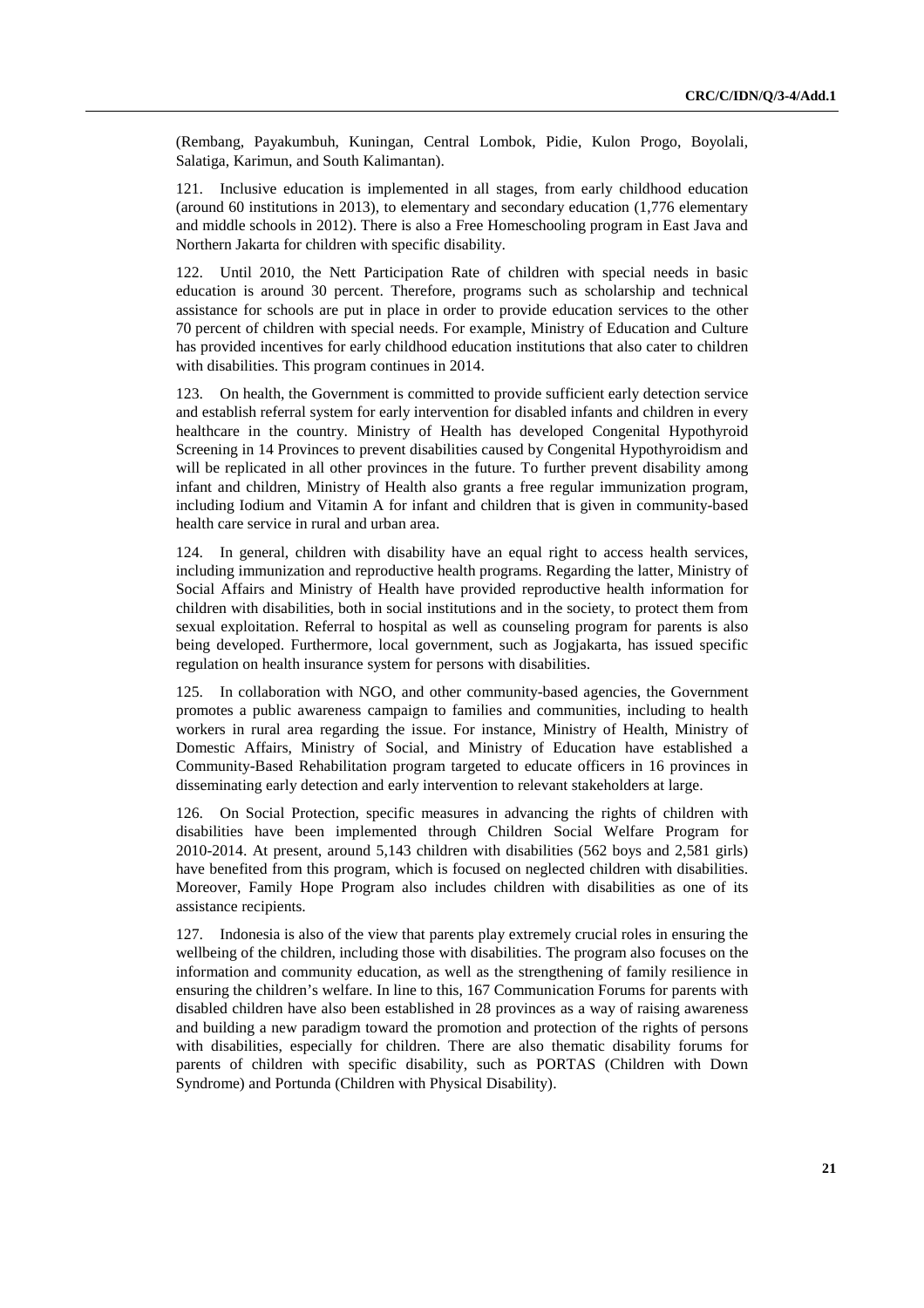(Rembang, Payakumbuh, Kuningan, Central Lombok, Pidie, Kulon Progo, Boyolali, Salatiga, Karimun, and South Kalimantan).

121. Inclusive education is implemented in all stages, from early childhood education (around 60 institutions in 2013), to elementary and secondary education (1,776 elementary and middle schools in 2012). There is also a Free Homeschooling program in East Java and Northern Jakarta for children with specific disability.

122. Until 2010, the Nett Participation Rate of children with special needs in basic education is around 30 percent. Therefore, programs such as scholarship and technical assistance for schools are put in place in order to provide education services to the other 70 percent of children with special needs. For example, Ministry of Education and Culture has provided incentives for early childhood education institutions that also cater to children with disabilities. This program continues in 2014.

123. On health, the Government is committed to provide sufficient early detection service and establish referral system for early intervention for disabled infants and children in every healthcare in the country. Ministry of Health has developed Congenital Hypothyroid Screening in 14 Provinces to prevent disabilities caused by Congenital Hypothyroidism and will be replicated in all other provinces in the future. To further prevent disability among infant and children, Ministry of Health also grants a free regular immunization program, including Iodium and Vitamin A for infant and children that is given in community-based health care service in rural and urban area.

124. In general, children with disability have an equal right to access health services, including immunization and reproductive health programs. Regarding the latter, Ministry of Social Affairs and Ministry of Health have provided reproductive health information for children with disabilities, both in social institutions and in the society, to protect them from sexual exploitation. Referral to hospital as well as counseling program for parents is also being developed. Furthermore, local government, such as Jogjakarta, has issued specific regulation on health insurance system for persons with disabilities.

125. In collaboration with NGO, and other community-based agencies, the Government promotes a public awareness campaign to families and communities, including to health workers in rural area regarding the issue. For instance, Ministry of Health, Ministry of Domestic Affairs, Ministry of Social, and Ministry of Education have established a Community-Based Rehabilitation program targeted to educate officers in 16 provinces in disseminating early detection and early intervention to relevant stakeholders at large.

126. On Social Protection, specific measures in advancing the rights of children with disabilities have been implemented through Children Social Welfare Program for 2010-2014. At present, around 5,143 children with disabilities (562 boys and 2,581 girls) have benefited from this program, which is focused on neglected children with disabilities. Moreover, Family Hope Program also includes children with disabilities as one of its assistance recipients.

127. Indonesia is also of the view that parents play extremely crucial roles in ensuring the wellbeing of the children, including those with disabilities. The program also focuses on the information and community education, as well as the strengthening of family resilience in ensuring the children's welfare. In line to this, 167 Communication Forums for parents with disabled children have also been established in 28 provinces as a way of raising awareness and building a new paradigm toward the promotion and protection of the rights of persons with disabilities, especially for children. There are also thematic disability forums for parents of children with specific disability, such as PORTAS (Children with Down Syndrome) and Portunda (Children with Physical Disability).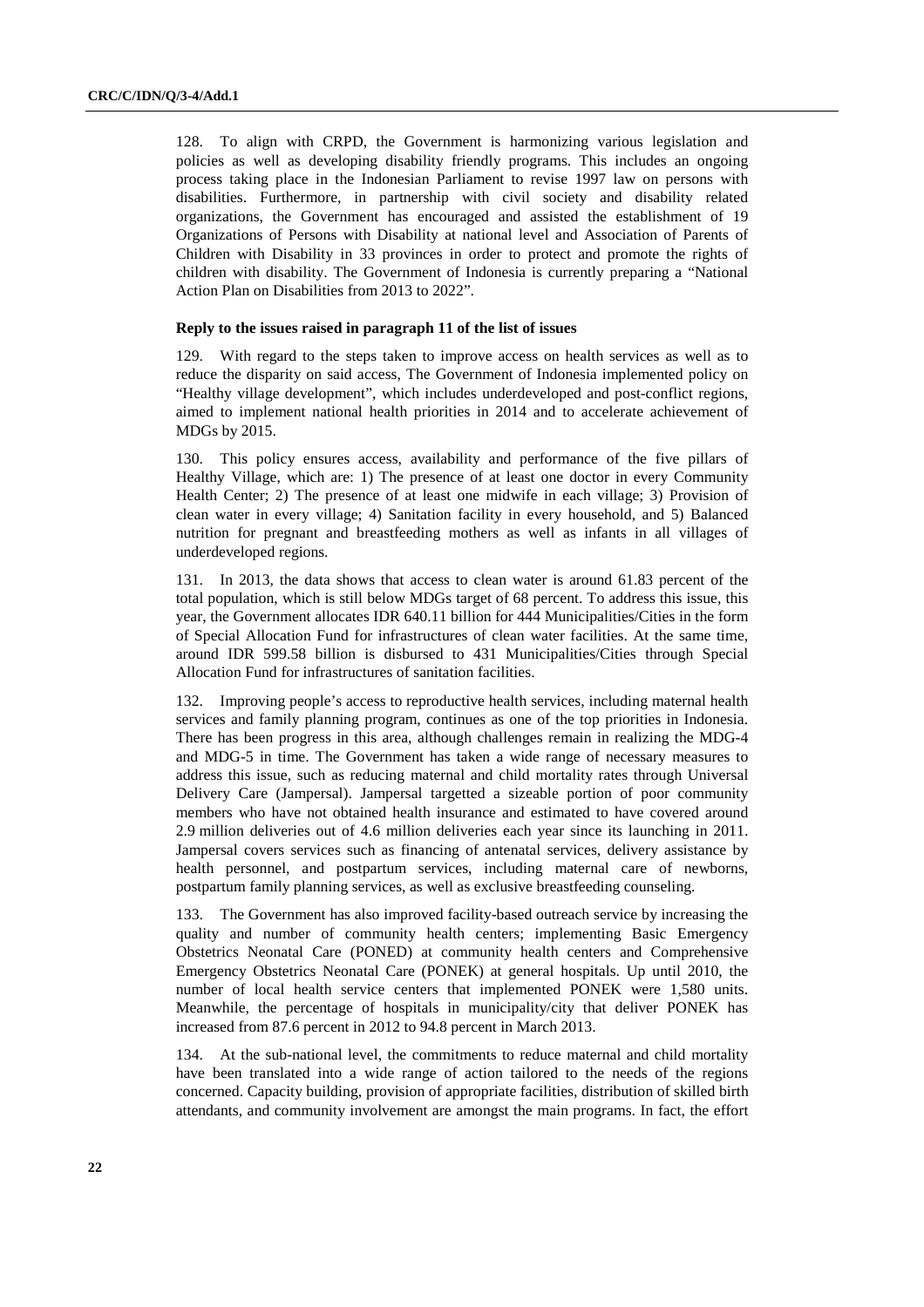128. To align with CRPD, the Government is harmonizing various legislation and policies as well as developing disability friendly programs. This includes an ongoing process taking place in the Indonesian Parliament to revise 1997 law on persons with disabilities. Furthermore, in partnership with civil society and disability related organizations, the Government has encouraged and assisted the establishment of 19 Organizations of Persons with Disability at national level and Association of Parents of Children with Disability in 33 provinces in order to protect and promote the rights of children with disability. The Government of Indonesia is currently preparing a "National Action Plan on Disabilities from 2013 to 2022".

**Reply to the issues raised in paragraph 11 of the list of issues**

129. With regard to the steps taken to improve access on health services as well as to reduce the disparity on said access, The Government of Indonesia implemented policy on "Healthy village development", which includes underdeveloped and post-conflict regions, aimed to implement national health priorities in 2014 and to accelerate achievement of MDGs by 2015.

130. This policy ensures access, availability and performance of the five pillars of Healthy Village, which are: 1) The presence of at least one doctor in every Community Health Center; 2) The presence of at least one midwife in each village; 3) Provision of clean water in every village; 4) Sanitation facility in every household, and 5) Balanced nutrition for pregnant and breastfeeding mothers as well as infants in all villages of underdeveloped regions.

131. In 2013, the data shows that access to clean water is around 61.83 percent of the total population, which is still below MDGs target of 68 percent. To address this issue, this year, the Government allocates IDR 640.11 billion for 444 Municipalities/Cities in the form of Special Allocation Fund for infrastructures of clean water facilities. At the same time, around IDR 599.58 billion is disbursed to 431 Municipalities/Cities through Special Allocation Fund for infrastructures of sanitation facilities.

132. Improving people's access to reproductive health services, including maternal health services and family planning program, continues as one of the top priorities in Indonesia. There has been progress in this area, although challenges remain in realizing the MDG-4 and MDG-5 in time. The Government has taken a wide range of necessary measures to address this issue, such as reducing maternal and child mortality rates through Universal Delivery Care (Jampersal). Jampersal targetted a sizeable portion of poor community members who have not obtained health insurance and estimated to have covered around 2.9 million deliveries out of 4.6 million deliveries each year since its launching in 2011. Jampersal covers services such as financing of antenatal services, delivery assistance by health personnel, and postpartum services, including maternal care of newborns, postpartum family planning services, as well as exclusive breastfeeding counseling.

133. The Government has also improved facility-based outreach service by increasing the quality and number of community health centers; implementing Basic Emergency Obstetrics Neonatal Care (PONED) at community health centers and Comprehensive Emergency Obstetrics Neonatal Care (PONEK) at general hospitals. Up until 2010, the number of local health service centers that implemented PONEK were 1,580 units. Meanwhile, the percentage of hospitals in municipality/city that deliver PONEK has increased from 87.6 percent in 2012 to 94.8 percent in March 2013.

134. At the sub-national level, the commitments to reduce maternal and child mortality have been translated into a wide range of action tailored to the needs of the regions concerned. Capacity building, provision of appropriate facilities, distribution of skilled birth attendants, and community involvement are amongst the main programs. In fact, the effort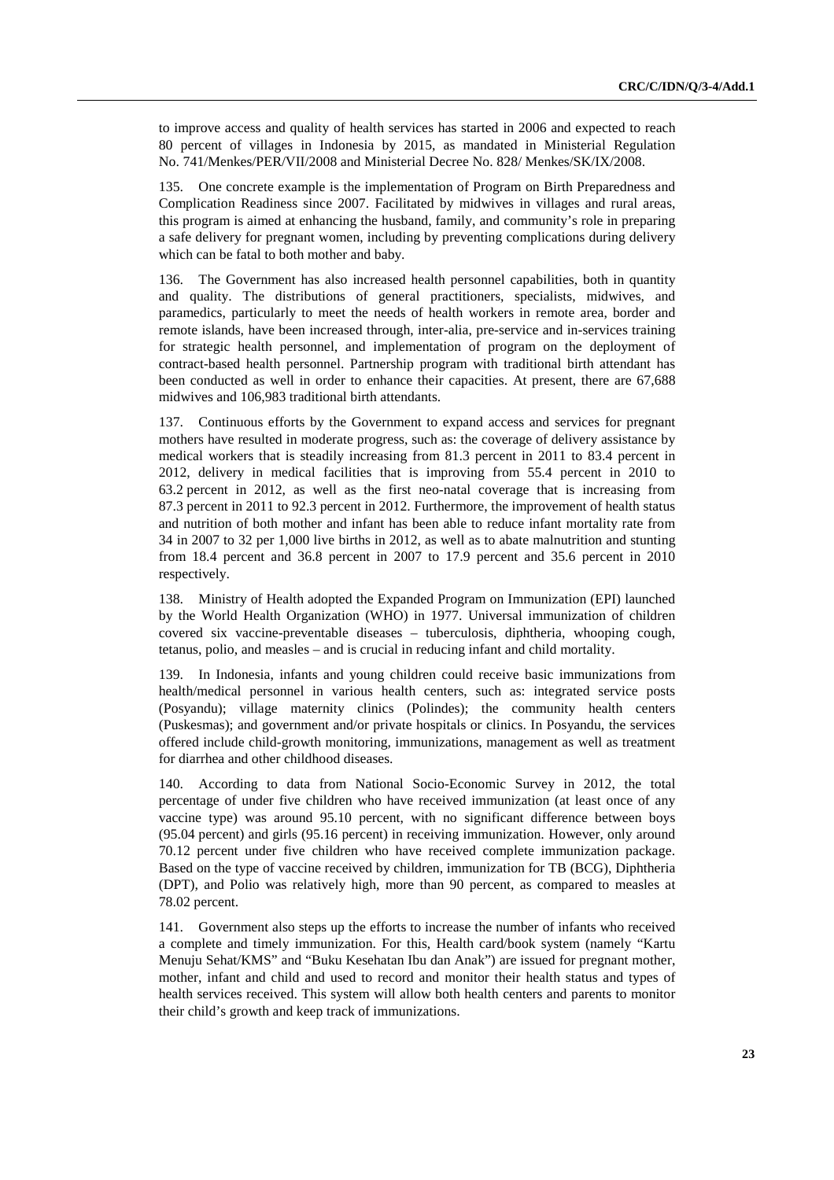to improve access and quality of health services has started in 2006 and expected to reach 80 percent of villages in Indonesia by 2015, as mandated in Ministerial Regulation No. 741/Menkes/PER/VII/2008 and Ministerial Decree No. 828/ Menkes/SK/IX/2008.

135. One concrete example is the implementation of Program on Birth Preparedness and Complication Readiness since 2007. Facilitated by midwives in villages and rural areas, this program is aimed at enhancing the husband, family, and community's role in preparing a safe delivery for pregnant women, including by preventing complications during delivery which can be fatal to both mother and baby.

136. The Government has also increased health personnel capabilities, both in quantity and quality. The distributions of general practitioners, specialists, midwives, and paramedics, particularly to meet the needs of health workers in remote area, border and remote islands, have been increased through, inter-alia, pre-service and in-services training for strategic health personnel, and implementation of program on the deployment of contract-based health personnel. Partnership program with traditional birth attendant has been conducted as well in order to enhance their capacities. At present, there are 67,688 midwives and 106,983 traditional birth attendants.

137. Continuous efforts by the Government to expand access and services for pregnant mothers have resulted in moderate progress, such as: the coverage of delivery assistance by medical workers that is steadily increasing from 81.3 percent in 2011 to 83.4 percent in 2012, delivery in medical facilities that is improving from 55.4 percent in 2010 to 63.2 percent in 2012, as well as the first neo-natal coverage that is increasing from 87.3 percent in 2011 to 92.3 percent in 2012. Furthermore, the improvement of health status and nutrition of both mother and infant has been able to reduce infant mortality rate from 34 in 2007 to 32 per 1,000 live births in 2012, as well as to abate malnutrition and stunting from 18.4 percent and 36.8 percent in 2007 to 17.9 percent and 35.6 percent in 2010 respectively.

138. Ministry of Health adopted the Expanded Program on Immunization (EPI) launched by the World Health Organization (WHO) in 1977. Universal immunization of children covered six vaccine-preventable diseases – tuberculosis, diphtheria, whooping cough, tetanus, polio, and measles – and is crucial in reducing infant and child mortality.

139. In Indonesia, infants and young children could receive basic immunizations from health/medical personnel in various health centers, such as: integrated service posts (Posyandu); village maternity clinics (Polindes); the community health centers (Puskesmas); and government and/or private hospitals or clinics. In Posyandu, the services offered include child-growth monitoring, immunizations, management as well as treatment for diarrhea and other childhood diseases.

140. According to data from National Socio-Economic Survey in 2012, the total percentage of under five children who have received immunization (at least once of any vaccine type) was around 95.10 percent, with no significant difference between boys (95.04 percent) and girls (95.16 percent) in receiving immunization. However, only around 70.12 percent under five children who have received complete immunization package. Based on the type of vaccine received by children, immunization for TB (BCG), Diphtheria (DPT), and Polio was relatively high, more than 90 percent, as compared to measles at 78.02 percent.

141. Government also steps up the efforts to increase the number of infants who received a complete and timely immunization. For this, Health card/book system (namely "Kartu Menuju Sehat/KMS" and "Buku Kesehatan Ibu dan Anak") are issued for pregnant mother, mother, infant and child and used to record and monitor their health status and types of health services received. This system will allow both health centers and parents to monitor their child's growth and keep track of immunizations.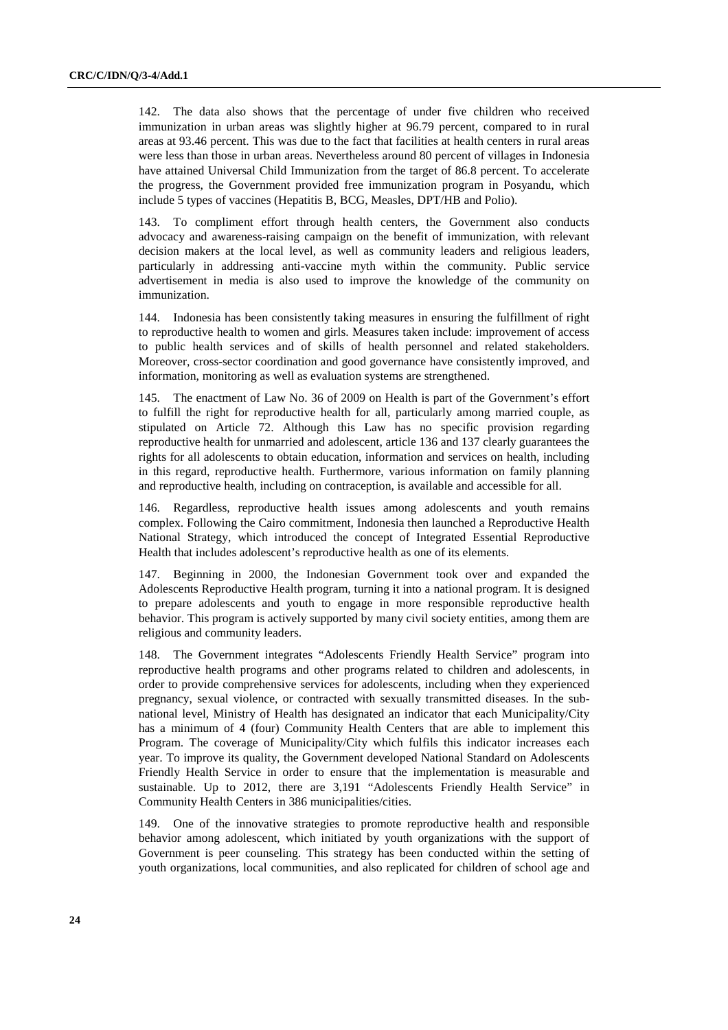142. The data also shows that the percentage of under five children who received immunization in urban areas was slightly higher at 96.79 percent, compared to in rural areas at 93.46 percent. This was due to the fact that facilities at health centers in rural areas were less than those in urban areas. Nevertheless around 80 percent of villages in Indonesia have attained Universal Child Immunization from the target of 86.8 percent. To accelerate the progress, the Government provided free immunization program in Posyandu, which include 5 types of vaccines (Hepatitis B, BCG, Measles, DPT/HB and Polio).

143. To compliment effort through health centers, the Government also conducts advocacy and awareness-raising campaign on the benefit of immunization, with relevant decision makers at the local level, as well as community leaders and religious leaders, particularly in addressing anti-vaccine myth within the community. Public service advertisement in media is also used to improve the knowledge of the community on immunization.

144. Indonesia has been consistently taking measures in ensuring the fulfillment of right to reproductive health to women and girls. Measures taken include: improvement of access to public health services and of skills of health personnel and related stakeholders. Moreover, cross-sector coordination and good governance have consistently improved, and information, monitoring as well as evaluation systems are strengthened.

145. The enactment of Law No. 36 of 2009 on Health is part of the Government's effort to fulfill the right for reproductive health for all, particularly among married couple, as stipulated on Article 72. Although this Law has no specific provision regarding reproductive health for unmarried and adolescent, article 136 and 137 clearly guarantees the rights for all adolescents to obtain education, information and services on health, including in this regard, reproductive health. Furthermore, various information on family planning and reproductive health, including on contraception, is available and accessible for all.

146. Regardless, reproductive health issues among adolescents and youth remains complex. Following the Cairo commitment, Indonesia then launched a Reproductive Health National Strategy, which introduced the concept of Integrated Essential Reproductive Health that includes adolescent's reproductive health as one of its elements.

147. Beginning in 2000, the Indonesian Government took over and expanded the Adolescents Reproductive Health program, turning it into a national program. It is designed to prepare adolescents and youth to engage in more responsible reproductive health behavior. This program is actively supported by many civil society entities, among them are religious and community leaders.

148. The Government integrates "Adolescents Friendly Health Service" program into reproductive health programs and other programs related to children and adolescents, in order to provide comprehensive services for adolescents, including when they experienced pregnancy, sexual violence, or contracted with sexually transmitted diseases. In the sub-national level, Ministry of Health has designated an indicator that each Municipality/City has a minimum of 4 (four) Community Health Centers that are able to implement this Program. The coverage of Municipality/City which fulfils this indicator increases each year. To improve its quality, the Government developed National Standard on Adolescents Friendly Health Service in order to ensure that the implementation is measurable and sustainable. Up to 2012, there are 3,191 "Adolescents Friendly Health Service" in Community Health Centers in 386 municipalities/cities.

149. One of the innovative strategies to promote reproductive health and responsible behavior among adolescent, which initiated by youth organizations with the support of Government is peer counseling. This strategy has been conducted within the setting of youth organizations, local communities, and also replicated for children of school age and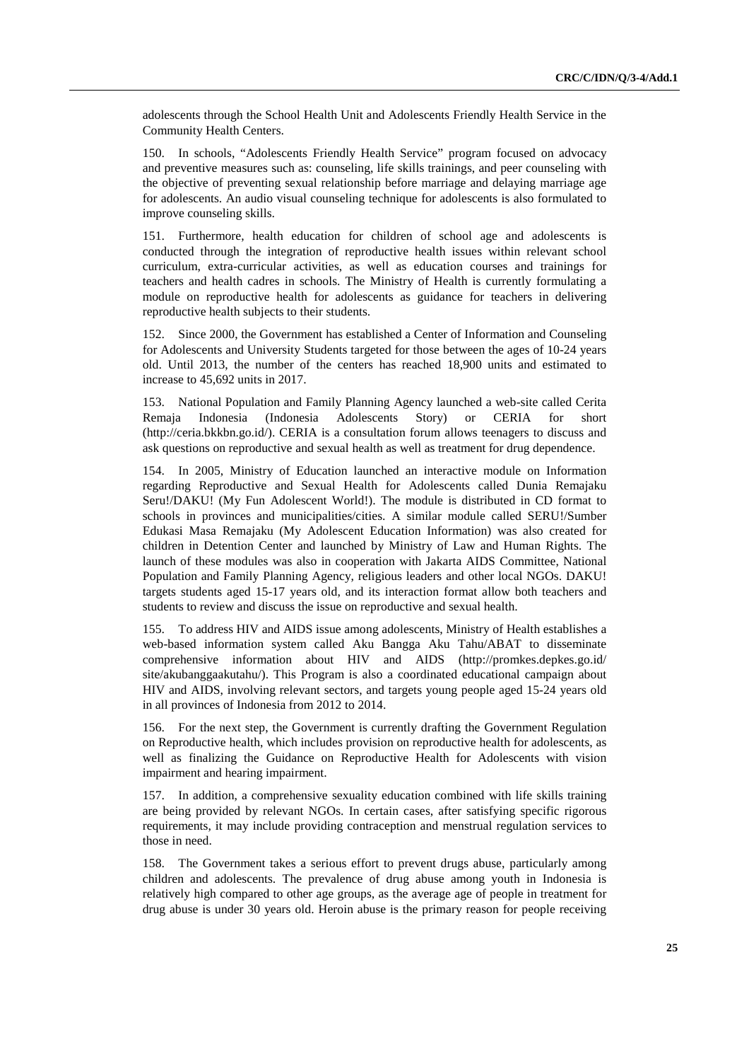adolescents through the School Health Unit and Adolescents Friendly Health Service in the Community Health Centers.

150. In schools, "Adolescents Friendly Health Service" program focused on advocacy and preventive measures such as: counseling, life skills trainings, and peer counseling with the objective of preventing sexual relationship before marriage and delaying marriage age for adolescents. An audio visual counseling technique for adolescents is also formulated to improve counseling skills.

151. Furthermore, health education for children of school age and adolescents is conducted through the integration of reproductive health issues within relevant school curriculum, extra-curricular activities, as well as education courses and trainings for teachers and health cadres in schools. The Ministry of Health is currently formulating a module on reproductive health for adolescents as guidance for teachers in delivering reproductive health subjects to their students.

152. Since 2000, the Government has established a Center of Information and Counseling for Adolescents and University Students targeted for those between the ages of 10-24 years old. Until 2013, the number of the centers has reached 18,900 units and estimated to increase to 45,692 units in 2017.

153. National Population and Family Planning Agency launched a web-site called Cerita Remaja Indonesia (Indonesia Adolescents Story) or CERIA for short (http://ceria.bkkbn.go.id/). CERIA is a consultation forum allows teenagers to discuss and ask questions on reproductive and sexual health as well as treatment for drug dependence.

154. In 2005, Ministry of Education launched an interactive module on Information regarding Reproductive and Sexual Health for Adolescents called Dunia Remajaku Seru!/DAKU! (My Fun Adolescent World!). The module is distributed in CD format to schools in provinces and municipalities/cities. A similar module called SERU!/Sumber Edukasi Masa Remajaku (My Adolescent Education Information) was also created for children in Detention Center and launched by Ministry of Law and Human Rights. The launch of these modules was also in cooperation with Jakarta AIDS Committee, National Population and Family Planning Agency, religious leaders and other local NGOs. DAKU! targets students aged 15-17 years old, and its interaction format allow both teachers and students to review and discuss the issue on reproductive and sexual health.

155. To address HIV and AIDS issue among adolescents, Ministry of Health establishes a web-based information system called Aku Bangga Aku Tahu/ABAT to disseminate comprehensive information about HIV and AIDS (http://promkes.depkes.go.id/site/akubanggaakutahu/). This Program is also a coordinated educational campaign about HIV and AIDS, involving relevant sectors, and targets young people aged 15-24 years old in all provinces of Indonesia from 2012 to 2014.

156. For the next step, the Government is currently drafting the Government Regulation on Reproductive health, which includes provision on reproductive health for adolescents, as well as finalizing the Guidance on Reproductive Health for Adolescents with vision impairment and hearing impairment.

157. In addition, a comprehensive sexuality education combined with life skills training are being provided by relevant NGOs. In certain cases, after satisfying specific rigorous requirements, it may include providing contraception and menstrual regulation services to those in need.

158. The Government takes a serious effort to prevent drugs abuse, particularly among children and adolescents. The prevalence of drug abuse among youth in Indonesia is relatively high compared to other age groups, as the average age of people in treatment for drug abuse is under 30 years old. Heroin abuse is the primary reason for people receiving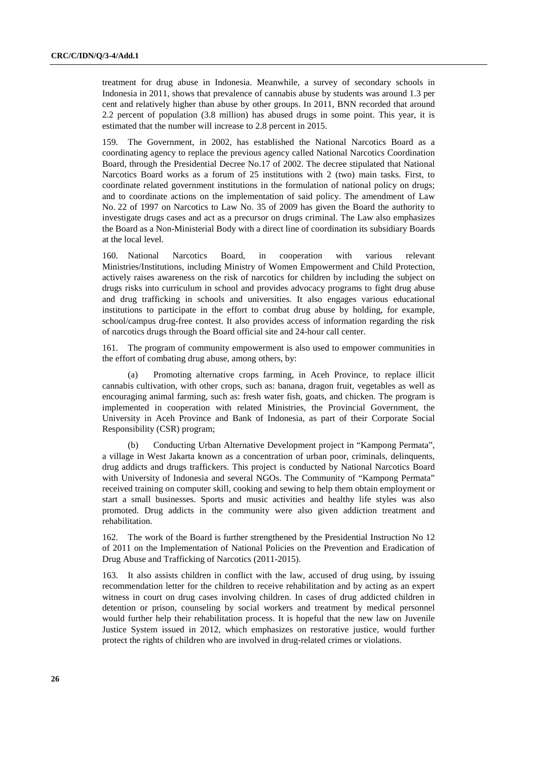treatment for drug abuse in Indonesia. Meanwhile, a survey of secondary schools in Indonesia in 2011, shows that prevalence of cannabis abuse by students was around 1.3 per cent and relatively higher than abuse by other groups. In 2011, BNN recorded that around 2.2 percent of population (3.8 million) has abused drugs in some point. This year, it is estimated that the number will increase to 2.8 percent in 2015.

159. The Government, in 2002, has established the National Narcotics Board as a coordinating agency to replace the previous agency called National Narcotics Coordination Board, through the Presidential Decree No.17 of 2002. The decree stipulated that National Narcotics Board works as a forum of 25 institutions with 2 (two) main tasks. First, to coordinate related government institutions in the formulation of national policy on drugs; and to coordinate actions on the implementation of said policy. The amendment of Law No. 22 of 1997 on Narcotics to Law No. 35 of 2009 has given the Board the authority to investigate drugs cases and act as a precursor on drugs criminal. The Law also emphasizes the Board as a Non-Ministerial Body with a direct line of coordination its subsidiary Boards at the local level.

160. National Narcotics Board, in cooperation with various relevant Ministries/Institutions, including Ministry of Women Empowerment and Child Protection, actively raises awareness on the risk of narcotics for children by including the subject on drugs risks into curriculum in school and provides advocacy programs to fight drug abuse and drug trafficking in schools and universities. It also engages various educational institutions to participate in the effort to combat drug abuse by holding, for example, school/campus drug-free contest. It also provides access of information regarding the risk of narcotics drugs through the Board official site and 24-hour call center.

161. The program of community empowerment is also used to empower communities in the effort of combating drug abuse, among others, by:

(a) Promoting alternative crops farming, in Aceh Province, to replace illicit cannabis cultivation, with other crops, such as: banana, dragon fruit, vegetables as well as encouraging animal farming, such as: fresh water fish, goats, and chicken. The program is implemented in cooperation with related Ministries, the Provincial Government, the University in Aceh Province and Bank of Indonesia, as part of their Corporate Social Responsibility (CSR) program;

(b) Conducting Urban Alternative Development project in "Kampong Permata", a village in West Jakarta known as a concentration of urban poor, criminals, delinquents, drug addicts and drugs traffickers. This project is conducted by National Narcotics Board with University of Indonesia and several NGOs. The Community of "Kampong Permata" received training on computer skill, cooking and sewing to help them obtain employment or start a small businesses. Sports and music activities and healthy life styles was also promoted. Drug addicts in the community were also given addiction treatment and rehabilitation.

162. The work of the Board is further strengthened by the Presidential Instruction No 12 of 2011 on the Implementation of National Policies on the Prevention and Eradication of Drug Abuse and Trafficking of Narcotics (2011-2015).

163. It also assists children in conflict with the law, accused of drug using, by issuing recommendation letter for the children to receive rehabilitation and by acting as an expert witness in court on drug cases involving children. In cases of drug addicted children in detention or prison, counseling by social workers and treatment by medical personnel would further help their rehabilitation process. It is hopeful that the new law on Juvenile Justice System issued in 2012, which emphasizes on restorative justice, would further protect the rights of children who are involved in drug-related crimes or violations.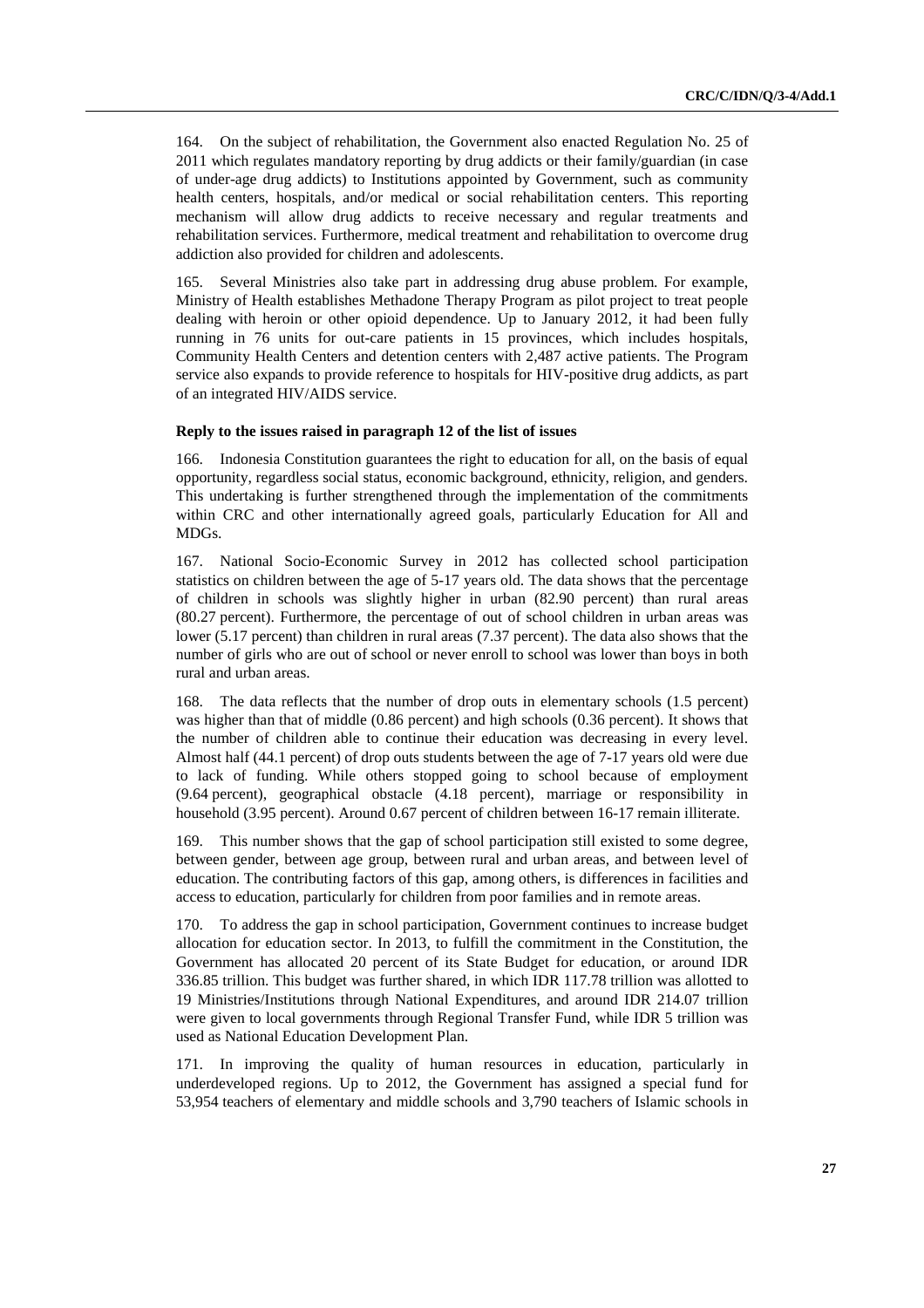164. On the subject of rehabilitation, the Government also enacted Regulation No. 25 of 2011 which regulates mandatory reporting by drug addicts or their family/guardian (in case of under-age drug addicts) to Institutions appointed by Government, such as community health centers, hospitals, and/or medical or social rehabilitation centers. This reporting mechanism will allow drug addicts to receive necessary and regular treatments and rehabilitation services. Furthermore, medical treatment and rehabilitation to overcome drug addiction also provided for children and adolescents.

165. Several Ministries also take part in addressing drug abuse problem. For example, Ministry of Health establishes Methadone Therapy Program as pilot project to treat people dealing with heroin or other opioid dependence. Up to January 2012, it had been fully running in 76 units for out-care patients in 15 provinces, which includes hospitals, Community Health Centers and detention centers with 2,487 active patients. The Program service also expands to provide reference to hospitals for HIV-positive drug addicts, as part of an integrated HIV/AIDS service.

**Reply to the issues raised in paragraph 12 of the list of issues**

166. Indonesia Constitution guarantees the right to education for all, on the basis of equal opportunity, regardless social status, economic background, ethnicity, religion, and genders. This undertaking is further strengthened through the implementation of the commitments within CRC and other internationally agreed goals, particularly Education for All and MDGs.

167. National Socio-Economic Survey in 2012 has collected school participation statistics on children between the age of 5-17 years old. The data shows that the percentage of children in schools was slightly higher in urban (82.90 percent) than rural areas (80.27 percent). Furthermore, the percentage of out of school children in urban areas was lower (5.17 percent) than children in rural areas (7.37 percent). The data also shows that the number of girls who are out of school or never enroll to school was lower than boys in both rural and urban areas.

168. The data reflects that the number of drop outs in elementary schools (1.5 percent) was higher than that of middle (0.86 percent) and high schools (0.36 percent). It shows that the number of children able to continue their education was decreasing in every level. Almost half (44.1 percent) of drop outs students between the age of 7-17 years old were due to lack of funding. While others stopped going to school because of employment (9.64 percent), geographical obstacle (4.18 percent), marriage or responsibility in household (3.95 percent). Around 0.67 percent of children between 16-17 remain illiterate.

169. This number shows that the gap of school participation still existed to some degree, between gender, between age group, between rural and urban areas, and between level of education. The contributing factors of this gap, among others, is differences in facilities and access to education, particularly for children from poor families and in remote areas.

170. To address the gap in school participation, Government continues to increase budget allocation for education sector. In 2013, to fulfill the commitment in the Constitution, the Government has allocated 20 percent of its State Budget for education, or around IDR 336.85 trillion. This budget was further shared, in which IDR 117.78 trillion was allotted to 19 Ministries/Institutions through National Expenditures, and around IDR 214.07 trillion were given to local governments through Regional Transfer Fund, while IDR 5 trillion was used as National Education Development Plan.

171. In improving the quality of human resources in education, particularly in underdeveloped regions. Up to 2012, the Government has assigned a special fund for 53,954 teachers of elementary and middle schools and 3,790 teachers of Islamic schools in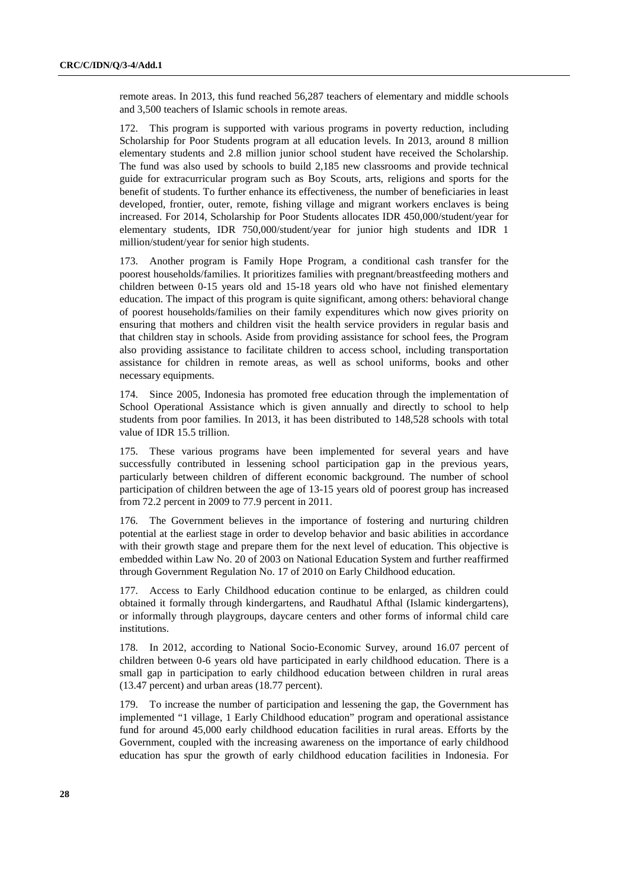remote areas. In 2013, this fund reached 56,287 teachers of elementary and middle schools and 3,500 teachers of Islamic schools in remote areas.

172. This program is supported with various programs in poverty reduction, including Scholarship for Poor Students program at all education levels. In 2013, around 8 million elementary students and 2.8 million junior school student have received the Scholarship. The fund was also used by schools to build 2,185 new classrooms and provide technical guide for extracurricular program such as Boy Scouts, arts, religions and sports for the benefit of students. To further enhance its effectiveness, the number of beneficiaries in least developed, frontier, outer, remote, fishing village and migrant workers enclaves is being increased. For 2014, Scholarship for Poor Students allocates IDR 450,000/student/year for elementary students, IDR 750,000/student/year for junior high students and IDR 1 million/student/year for senior high students.

173. Another program is Family Hope Program, a conditional cash transfer for the poorest households/families. It prioritizes families with pregnant/breastfeeding mothers and children between 0-15 years old and 15-18 years old who have not finished elementary education. The impact of this program is quite significant, among others: behavioral change of poorest households/families on their family expenditures which now gives priority on ensuring that mothers and children visit the health service providers in regular basis and that children stay in schools. Aside from providing assistance for school fees, the Program also providing assistance to facilitate children to access school, including transportation assistance for children in remote areas, as well as school uniforms, books and other necessary equipments.

174. Since 2005, Indonesia has promoted free education through the implementation of School Operational Assistance which is given annually and directly to school to help students from poor families. In 2013, it has been distributed to 148,528 schools with total value of IDR 15.5 trillion.

175. These various programs have been implemented for several years and have successfully contributed in lessening school participation gap in the previous years, particularly between children of different economic background. The number of school participation of children between the age of 13-15 years old of poorest group has increased from 72.2 percent in 2009 to 77.9 percent in 2011.

176. The Government believes in the importance of fostering and nurturing children potential at the earliest stage in order to develop behavior and basic abilities in accordance with their growth stage and prepare them for the next level of education. This objective is embedded within Law No. 20 of 2003 on National Education System and further reaffirmed through Government Regulation No. 17 of 2010 on Early Childhood education.

177. Access to Early Childhood education continue to be enlarged, as children could obtained it formally through kindergartens, and Raudhatul Afthal (Islamic kindergartens), or informally through playgroups, daycare centers and other forms of informal child care institutions.

178. In 2012, according to National Socio-Economic Survey, around 16.07 percent of children between 0-6 years old have participated in early childhood education. There is a small gap in participation to early childhood education between children in rural areas (13.47 percent) and urban areas (18.77 percent).

179. To increase the number of participation and lessening the gap, the Government has implemented "1 village, 1 Early Childhood education" program and operational assistance fund for around 45,000 early childhood education facilities in rural areas. Efforts by the Government, coupled with the increasing awareness on the importance of early childhood education has spur the growth of early childhood education facilities in Indonesia. For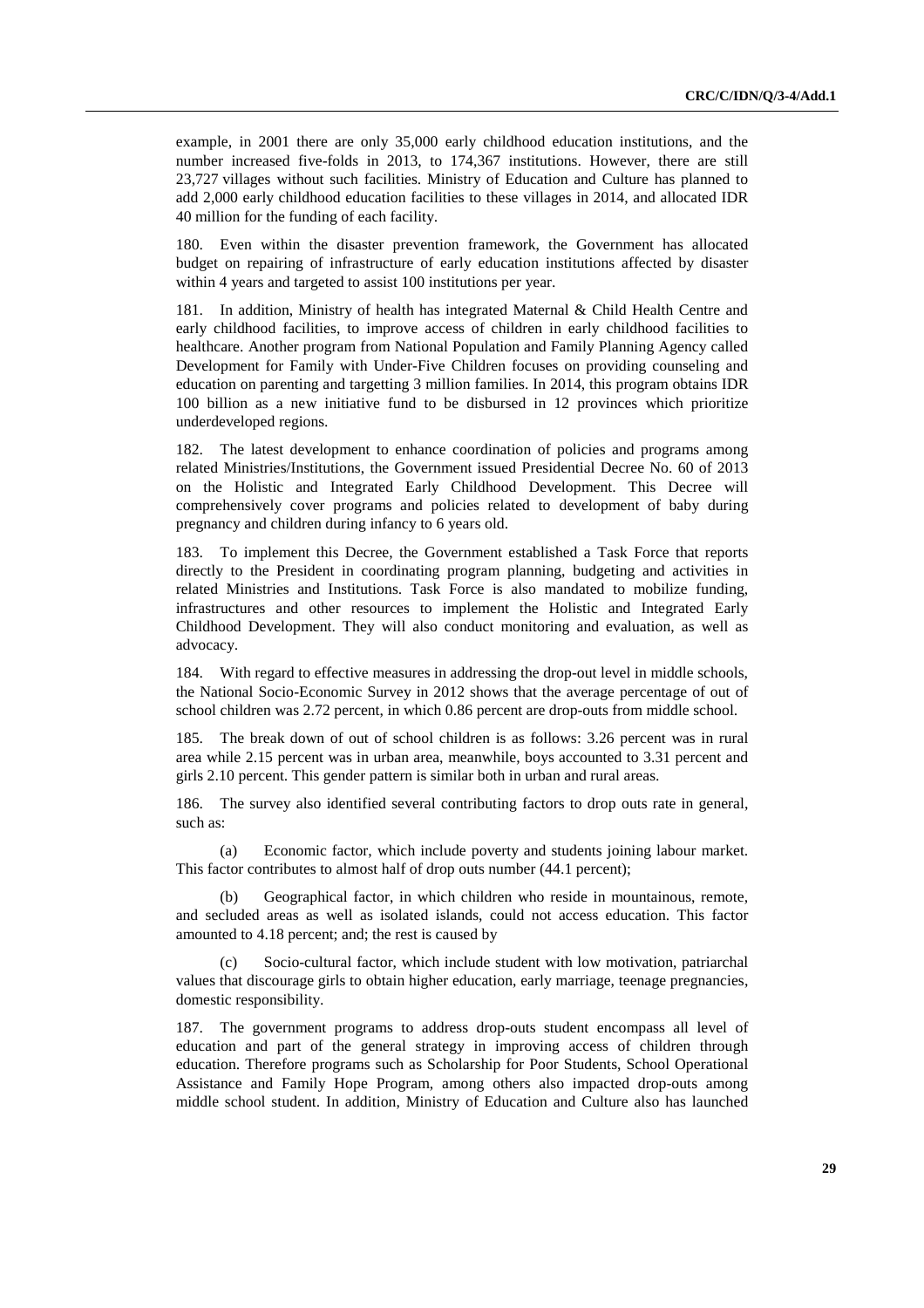example, in 2001 there are only 35,000 early childhood education institutions, and the number increased five-folds in 2013, to 174,367 institutions. However, there are still 23,727 villages without such facilities. Ministry of Education and Culture has planned to add 2,000 early childhood education facilities to these villages in 2014, and allocated IDR 40 million for the funding of each facility.

180. Even within the disaster prevention framework, the Government has allocated budget on repairing of infrastructure of early education institutions affected by disaster within 4 years and targeted to assist 100 institutions per year.

181. In addition, Ministry of health has integrated Maternal & Child Health Centre and early childhood facilities, to improve access of children in early childhood facilities to healthcare. Another program from National Population and Family Planning Agency called Development for Family with Under-Five Children focuses on providing counseling and education on parenting and targetting 3 million families. In 2014, this program obtains IDR 100 billion as a new initiative fund to be disbursed in 12 provinces which prioritize underdeveloped regions.

182. The latest development to enhance coordination of policies and programs among related Ministries/Institutions, the Government issued Presidential Decree No. 60 of 2013 on the Holistic and Integrated Early Childhood Development. This Decree will comprehensively cover programs and policies related to development of baby during pregnancy and children during infancy to 6 years old.

183. To implement this Decree, the Government established a Task Force that reports directly to the President in coordinating program planning, budgeting and activities in related Ministries and Institutions. Task Force is also mandated to mobilize funding, infrastructures and other resources to implement the Holistic and Integrated Early Childhood Development. They will also conduct monitoring and evaluation, as well as advocacy.

184. With regard to effective measures in addressing the drop-out level in middle schools, the National Socio-Economic Survey in 2012 shows that the average percentage of out of school children was 2.72 percent, in which 0.86 percent are drop-outs from middle school.

185. The break down of out of school children is as follows: 3.26 percent was in rural area while 2.15 percent was in urban area, meanwhile, boys accounted to 3.31 percent and girls 2.10 percent. This gender pattern is similar both in urban and rural areas.

186. The survey also identified several contributing factors to drop outs rate in general, such as:

(a) Economic factor, which include poverty and students joining labour market. This factor contributes to almost half of drop outs number (44.1 percent);

(b) Geographical factor, in which children who reside in mountainous, remote, and secluded areas as well as isolated islands, could not access education. This factor amounted to 4.18 percent; and; the rest is caused by

(c) Socio-cultural factor, which include student with low motivation, patriarchal values that discourage girls to obtain higher education, early marriage, teenage pregnancies, domestic responsibility.

187. The government programs to address drop-outs student encompass all level of education and part of the general strategy in improving access of children through education. Therefore programs such as Scholarship for Poor Students, School Operational Assistance and Family Hope Program, among others also impacted drop-outs among middle school student. In addition, Ministry of Education and Culture also has launched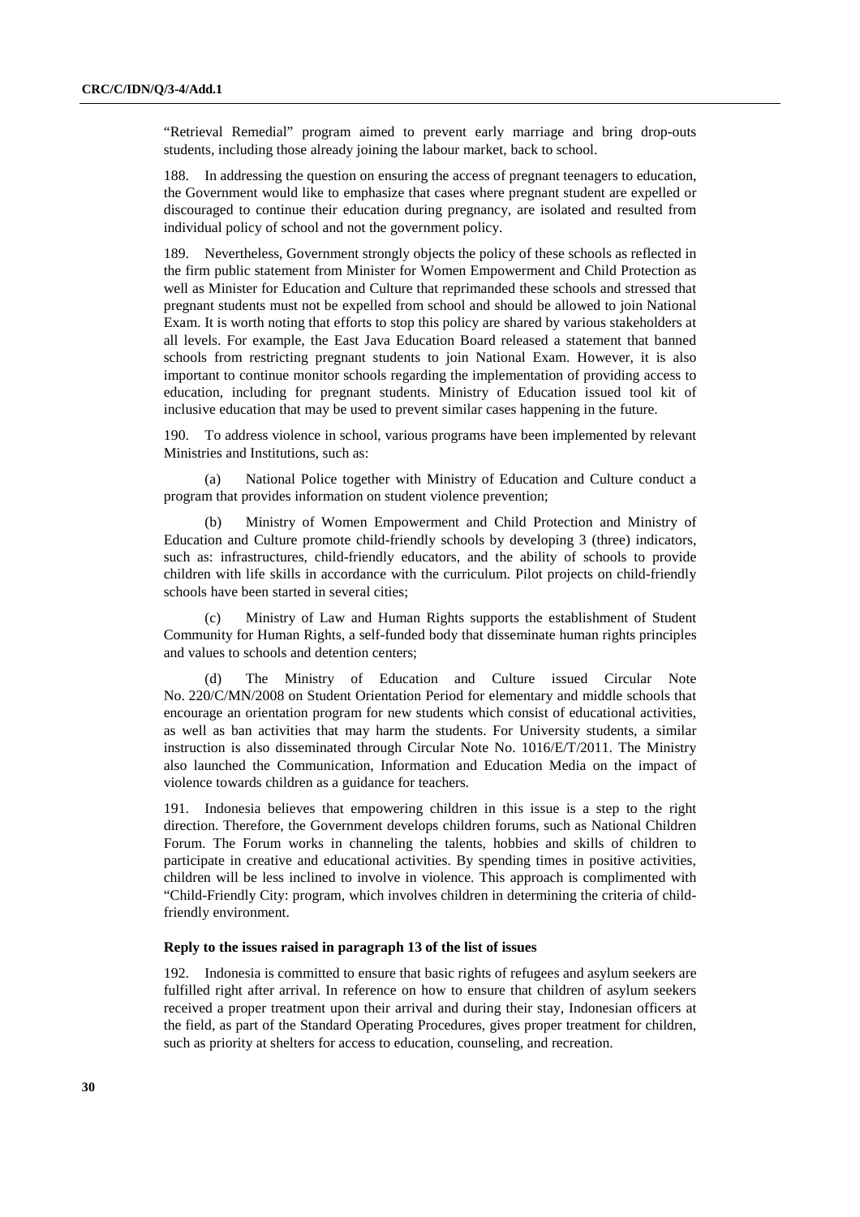"Retrieval Remedial" program aimed to prevent early marriage and bring drop-outs students, including those already joining the labour market, back to school.

188. In addressing the question on ensuring the access of pregnant teenagers to education, the Government would like to emphasize that cases where pregnant student are expelled or discouraged to continue their education during pregnancy, are isolated and resulted from individual policy of school and not the government policy.

189. Nevertheless, Government strongly objects the policy of these schools as reflected in the firm public statement from Minister for Women Empowerment and Child Protection as well as Minister for Education and Culture that reprimanded these schools and stressed that pregnant students must not be expelled from school and should be allowed to join National Exam. It is worth noting that efforts to stop this policy are shared by various stakeholders at all levels. For example, the East Java Education Board released a statement that banned schools from restricting pregnant students to join National Exam. However, it is also important to continue monitor schools regarding the implementation of providing access to education, including for pregnant students. Ministry of Education issued tool kit of inclusive education that may be used to prevent similar cases happening in the future.

190. To address violence in school, various programs have been implemented by relevant Ministries and Institutions, such as:

(a) National Police together with Ministry of Education and Culture conduct a program that provides information on student violence prevention;

(b) Ministry of Women Empowerment and Child Protection and Ministry of Education and Culture promote child-friendly schools by developing 3 (three) indicators, such as: infrastructures, child-friendly educators, and the ability of schools to provide children with life skills in accordance with the curriculum. Pilot projects on child-friendly schools have been started in several cities;

(c) Ministry of Law and Human Rights supports the establishment of Student Community for Human Rights, a self-funded body that disseminate human rights principles and values to schools and detention centers;

(d) The Ministry of Education and Culture issued Circular Note No. 220/C/MN/2008 on Student Orientation Period for elementary and middle schools that encourage an orientation program for new students which consist of educational activities, as well as ban activities that may harm the students. For University students, a similar instruction is also disseminated through Circular Note No. 1016/E/T/2011. The Ministry also launched the Communication, Information and Education Media on the impact of violence towards children as a guidance for teachers.

191. Indonesia believes that empowering children in this issue is a step to the right direction. Therefore, the Government develops children forums, such as National Children Forum. The Forum works in channeling the talents, hobbies and skills of children to participate in creative and educational activities. By spending times in positive activities, children will be less inclined to involve in violence. This approach is complimented with "Child-Friendly City: program, which involves children in determining the criteria of child-friendly environment.

#### Reply to the issues raised in paragraph 13 of the list of issues

192. Indonesia is committed to ensure that basic rights of refugees and asylum seekers are fulfilled right after arrival. In reference on how to ensure that children of asylum seekers received a proper treatment upon their arrival and during their stay, Indonesian officers at the field, as part of the Standard Operating Procedures, gives proper treatment for children, such as priority at shelters for access to education, counseling, and recreation.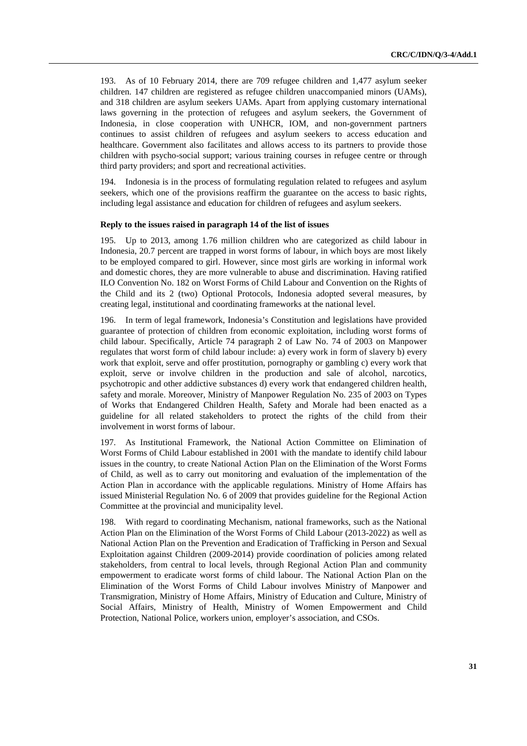193. As of 10 February 2014, there are 709 refugee children and 1,477 asylum seeker children. 147 children are registered as refugee children unaccompanied minors (UAMs), and 318 children are asylum seekers UAMs. Apart from applying customary international laws governing in the protection of refugees and asylum seekers, the Government of Indonesia, in close cooperation with UNHCR, IOM, and non-government partners continues to assist children of refugees and asylum seekers to access education and healthcare. Government also facilitates and allows access to its partners to provide those children with psycho-social support; various training courses in refugee centre or through third party providers; and sport and recreational activities.

194. Indonesia is in the process of formulating regulation related to refugees and asylum seekers, which one of the provisions reaffirm the guarantee on the access to basic rights, including legal assistance and education for children of refugees and asylum seekers.

**Reply to the issues raised in paragraph 14 of the list of issues**

195. Up to 2013, among 1.76 million children who are categorized as child labour in Indonesia, 20.7 percent are trapped in worst forms of labour, in which boys are most likely to be employed compared to girl. However, since most girls are working in informal work and domestic chores, they are more vulnerable to abuse and discrimination. Having ratified ILO Convention No. 182 on Worst Forms of Child Labour and Convention on the Rights of the Child and its 2 (two) Optional Protocols, Indonesia adopted several measures, by creating legal, institutional and coordinating frameworks at the national level.

196. In term of legal framework, Indonesia's Constitution and legislations have provided guarantee of protection of children from economic exploitation, including worst forms of child labour. Specifically, Article 74 paragraph 2 of Law No. 74 of 2003 on Manpower regulates that worst form of child labour include: a) every work in form of slavery b) every work that exploit, serve and offer prostitution, pornography or gambling c) every work that exploit, serve or involve children in the production and sale of alcohol, narcotics, psychotropic and other addictive substances d) every work that endangered children health, safety and morale. Moreover, Ministry of Manpower Regulation No. 235 of 2003 on Types of Works that Endangered Children Health, Safety and Morale had been enacted as a guideline for all related stakeholders to protect the rights of the child from their involvement in worst forms of labour.

197. As Institutional Framework, the National Action Committee on Elimination of Worst Forms of Child Labour established in 2001 with the mandate to identify child labour issues in the country, to create National Action Plan on the Elimination of the Worst Forms of Child, as well as to carry out monitoring and evaluation of the implementation of the Action Plan in accordance with the applicable regulations. Ministry of Home Affairs has issued Ministerial Regulation No. 6 of 2009 that provides guideline for the Regional Action Committee at the provincial and municipality level.

198. With regard to coordinating Mechanism, national frameworks, such as the National Action Plan on the Elimination of the Worst Forms of Child Labour (2013-2022) as well as National Action Plan on the Prevention and Eradication of Trafficking in Person and Sexual Exploitation against Children (2009-2014) provide coordination of policies among related stakeholders, from central to local levels, through Regional Action Plan and community empowerment to eradicate worst forms of child labour. The National Action Plan on the Elimination of the Worst Forms of Child Labour involves Ministry of Manpower and Transmigration, Ministry of Home Affairs, Ministry of Education and Culture, Ministry of Social Affairs, Ministry of Health, Ministry of Women Empowerment and Child Protection, National Police, workers union, employer's association, and CSOs.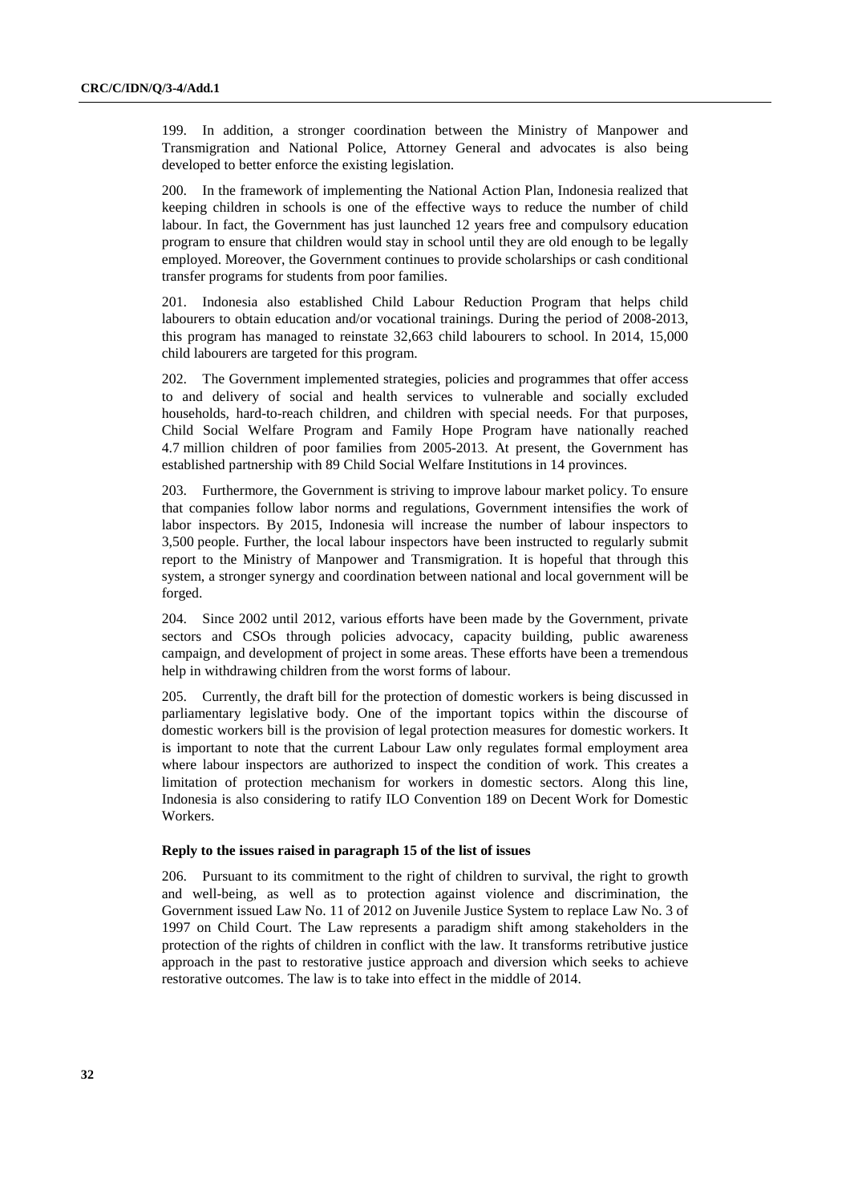199. In addition, a stronger coordination between the Ministry of Manpower and Transmigration and National Police, Attorney General and advocates is also being developed to better enforce the existing legislation.

200. In the framework of implementing the National Action Plan, Indonesia realized that keeping children in schools is one of the effective ways to reduce the number of child labour. In fact, the Government has just launched 12 years free and compulsory education program to ensure that children would stay in school until they are old enough to be legally employed. Moreover, the Government continues to provide scholarships or cash conditional transfer programs for students from poor families.

201. Indonesia also established Child Labour Reduction Program that helps child labourers to obtain education and/or vocational trainings. During the period of 2008-2013, this program has managed to reinstate 32,663 child labourers to school. In 2014, 15,000 child labourers are targeted for this program.

202. The Government implemented strategies, policies and programmes that offer access to and delivery of social and health services to vulnerable and socially excluded households, hard-to-reach children, and children with special needs. For that purposes, Child Social Welfare Program and Family Hope Program have nationally reached 4.7 million children of poor families from 2005-2013. At present, the Government has established partnership with 89 Child Social Welfare Institutions in 14 provinces.

203. Furthermore, the Government is striving to improve labour market policy. To ensure that companies follow labor norms and regulations, Government intensifies the work of labor inspectors. By 2015, Indonesia will increase the number of labour inspectors to 3,500 people. Further, the local labour inspectors have been instructed to regularly submit report to the Ministry of Manpower and Transmigration. It is hopeful that through this system, a stronger synergy and coordination between national and local government will be forged.

204. Since 2002 until 2012, various efforts have been made by the Government, private sectors and CSOs through policies advocacy, capacity building, public awareness campaign, and development of project in some areas. These efforts have been a tremendous help in withdrawing children from the worst forms of labour.

205. Currently, the draft bill for the protection of domestic workers is being discussed in parliamentary legislative body. One of the important topics within the discourse of domestic workers bill is the provision of legal protection measures for domestic workers. It is important to note that the current Labour Law only regulates formal employment area where labour inspectors are authorized to inspect the condition of work. This creates a limitation of protection mechanism for workers in domestic sectors. Along this line, Indonesia is also considering to ratify ILO Convention 189 on Decent Work for Domestic Workers.

### Reply to the issues raised in paragraph 15 of the list of issues

206. Pursuant to its commitment to the right of children to survival, the right to growth and well-being, as well as to protection against violence and discrimination, the Government issued Law No. 11 of 2012 on Juvenile Justice System to replace Law No. 3 of 1997 on Child Court. The Law represents a paradigm shift among stakeholders in the protection of the rights of children in conflict with the law. It transforms retributive justice approach in the past to restorative justice approach and diversion which seeks to achieve restorative outcomes. The law is to take into effect in the middle of 2014.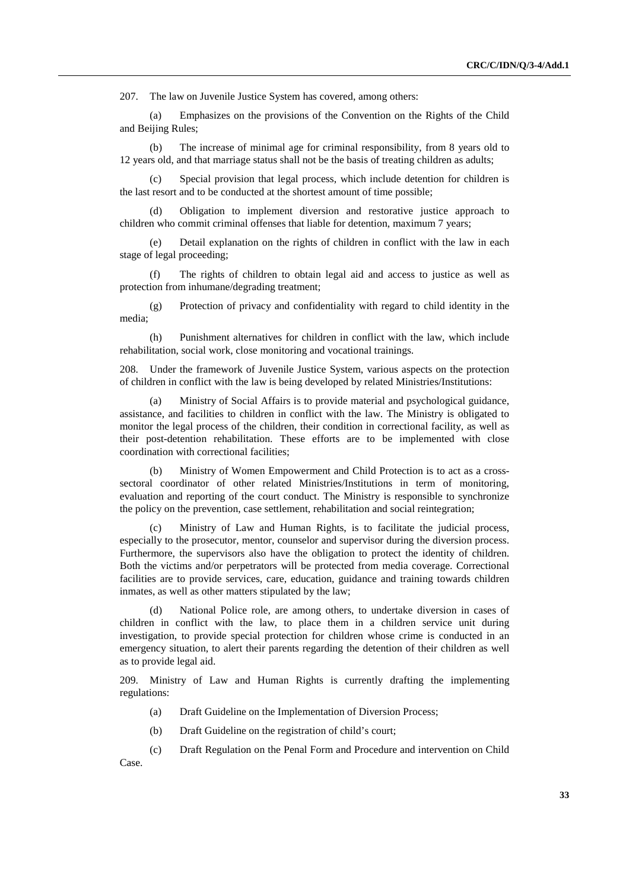207. The law on Juvenile Justice System has covered, among others:

(a) Emphasizes on the provisions of the Convention on the Rights of the Child and Beijing Rules;

(b) The increase of minimal age for criminal responsibility, from 8 years old to 12 years old, and that marriage status shall not be the basis of treating children as adults;

(c) Special provision that legal process, which include detention for children is the last resort and to be conducted at the shortest amount of time possible;

(d) Obligation to implement diversion and restorative justice approach to children who commit criminal offenses that liable for detention, maximum 7 years;

(e) Detail explanation on the rights of children in conflict with the law in each stage of legal proceeding;

(f) The rights of children to obtain legal aid and access to justice as well as protection from inhumane/degrading treatment;

(g) Protection of privacy and confidentiality with regard to child identity in the media;

(h) Punishment alternatives for children in conflict with the law, which include rehabilitation, social work, close monitoring and vocational trainings.

208. Under the framework of Juvenile Justice System, various aspects on the protection of children in conflict with the law is being developed by related Ministries/Institutions:

(a) Ministry of Social Affairs is to provide material and psychological guidance, assistance, and facilities to children in conflict with the law. The Ministry is obligated to monitor the legal process of the children, their condition in correctional facility, as well as their post-detention rehabilitation. These efforts are to be implemented with close coordination with correctional facilities;

(b) Ministry of Women Empowerment and Child Protection is to act as a cross-sectoral coordinator of other related Ministries/Institutions in term of monitoring, evaluation and reporting of the court conduct. The Ministry is responsible to synchronize the policy on the prevention, case settlement, rehabilitation and social reintegration;

(c) Ministry of Law and Human Rights, is to facilitate the judicial process, especially to the prosecutor, mentor, counselor and supervisor during the diversion process. Furthermore, the supervisors also have the obligation to protect the identity of children. Both the victims and/or perpetrators will be protected from media coverage. Correctional facilities are to provide services, care, education, guidance and training towards children inmates, as well as other matters stipulated by the law;

(d) National Police role, are among others, to undertake diversion in cases of children in conflict with the law, to place them in a children service unit during investigation, to provide special protection for children whose crime is conducted in an emergency situation, to alert their parents regarding the detention of their children as well as to provide legal aid.

209. Ministry of Law and Human Rights is currently drafting the implementing regulations:

(a) Draft Guideline on the Implementation of Diversion Process;

(b) Draft Guideline on the registration of child's court;

(c) Draft Regulation on the Penal Form and Procedure and intervention on Child Case.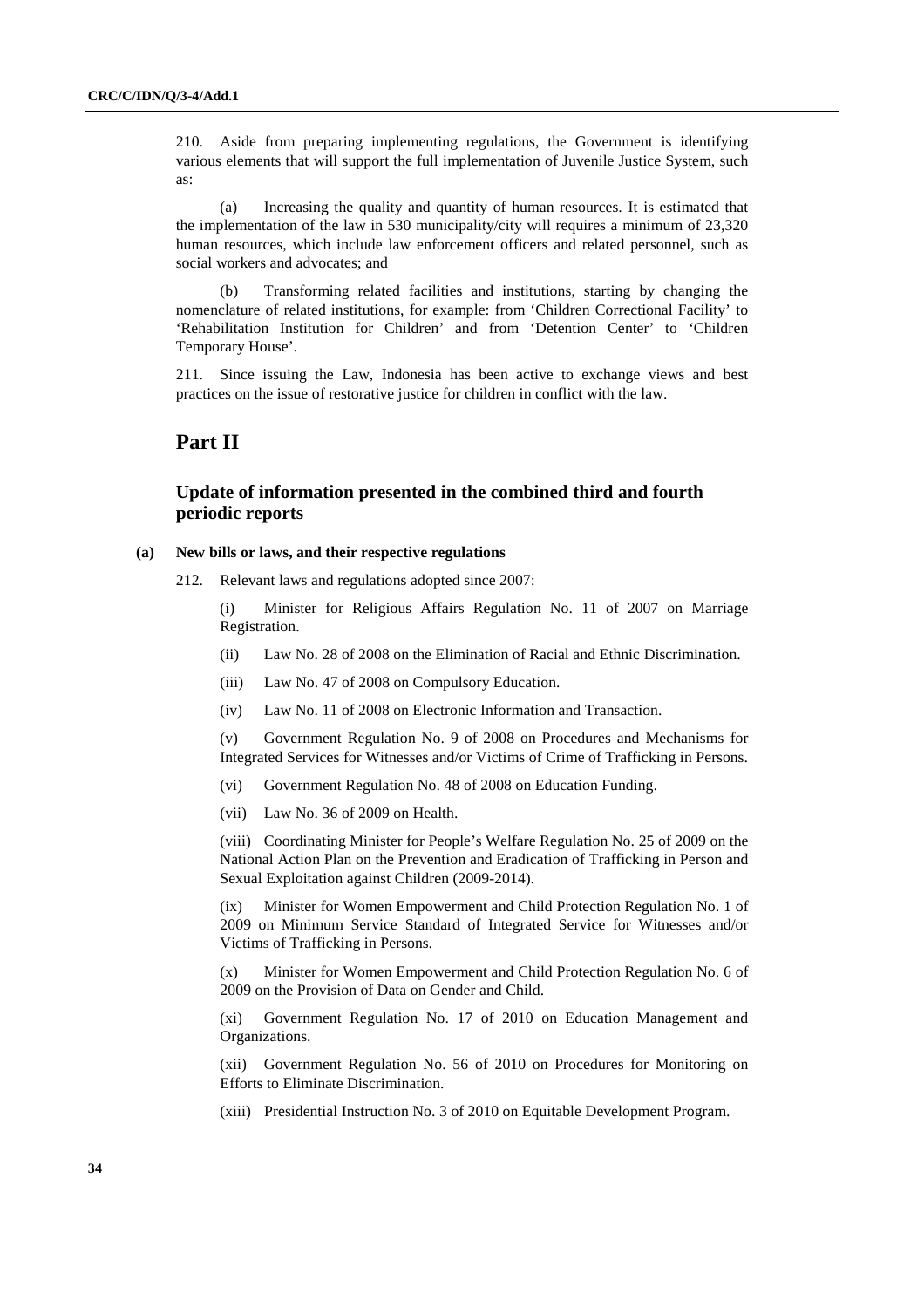210. Aside from preparing implementing regulations, the Government is identifying various elements that will support the full implementation of Juvenile Justice System, such as:

(a) Increasing the quality and quantity of human resources. It is estimated that the implementation of the law in 530 municipality/city will requires a minimum of 23,320 human resources, which include law enforcement officers and related personnel, such as social workers and advocates; and

(b) Transforming related facilities and institutions, starting by changing the nomenclature of related institutions, for example: from 'Children Correctional Facility' to 'Rehabilitation Institution for Children' and from 'Detention Center' to 'Children Temporary House'.

211. Since issuing the Law, Indonesia has been active to exchange views and best practices on the issue of restorative justice for children in conflict with the law.

# Part II

## Update of information presented in the combined third and fourth periodic reports

### (a) New bills or laws, and their respective regulations

212. Relevant laws and regulations adopted since 2007:

(i) Minister for Religious Affairs Regulation No. 11 of 2007 on Marriage Registration.

(ii) Law No. 28 of 2008 on the Elimination of Racial and Ethnic Discrimination.

(iii) Law No. 47 of 2008 on Compulsory Education.

(iv) Law No. 11 of 2008 on Electronic Information and Transaction.

(v) Government Regulation No. 9 of 2008 on Procedures and Mechanisms for Integrated Services for Witnesses and/or Victims of Crime of Trafficking in Persons.

(vi) Government Regulation No. 48 of 2008 on Education Funding.

(vii) Law No. 36 of 2009 on Health.

(viii) Coordinating Minister for People's Welfare Regulation No. 25 of 2009 on the National Action Plan on the Prevention and Eradication of Trafficking in Person and Sexual Exploitation against Children (2009-2014).

(ix) Minister for Women Empowerment and Child Protection Regulation No. 1 of 2009 on Minimum Service Standard of Integrated Service for Witnesses and/or Victims of Trafficking in Persons.

(x) Minister for Women Empowerment and Child Protection Regulation No. 6 of 2009 on the Provision of Data on Gender and Child.

(xi) Government Regulation No. 17 of 2010 on Education Management and Organizations.

(xii) Government Regulation No. 56 of 2010 on Procedures for Monitoring on Efforts to Eliminate Discrimination.

(xiii) Presidential Instruction No. 3 of 2010 on Equitable Development Program.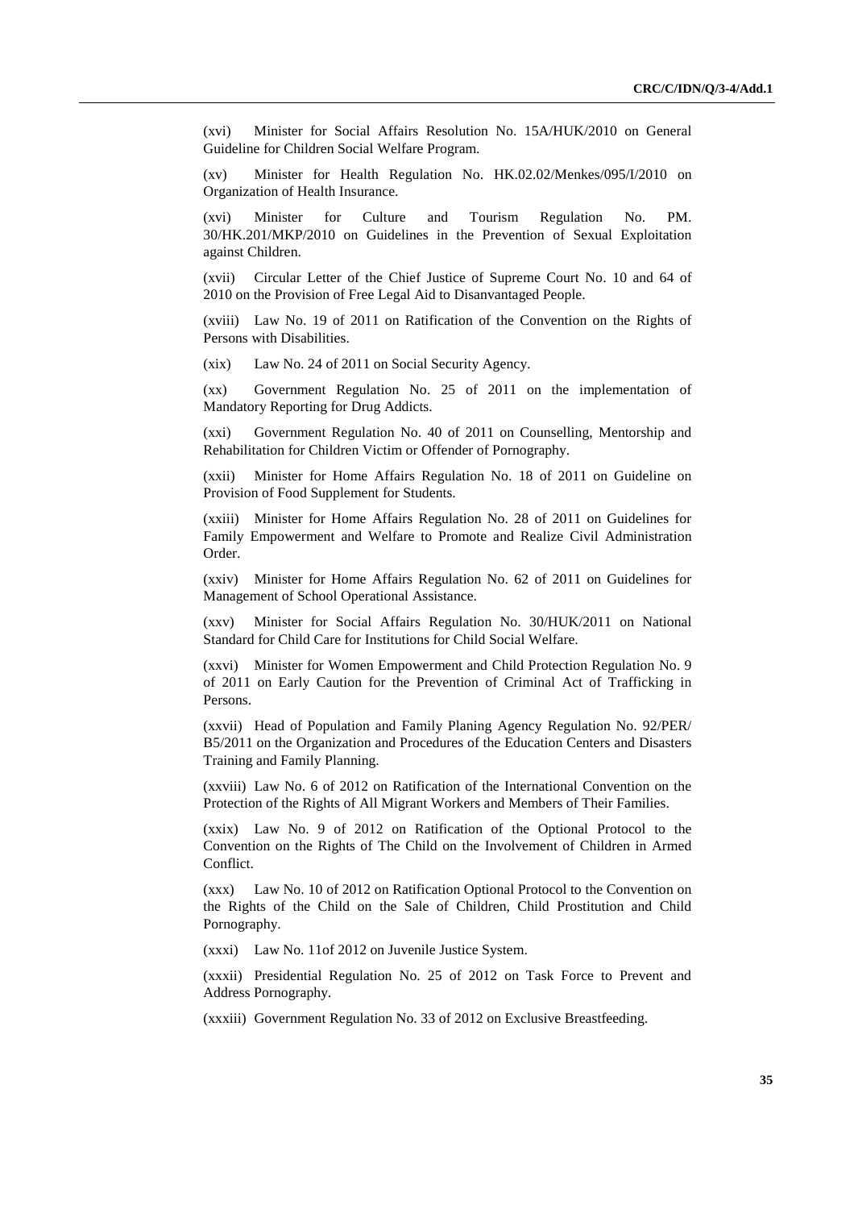(xvi) Minister for Social Affairs Resolution No. 15A/HUK/2010 on General Guideline for Children Social Welfare Program.

(xv) Minister for Health Regulation No. HK.02.02/Menkes/095/I/2010 on Organization of Health Insurance.

(xvi) Minister for Culture and Tourism Regulation No. PM. 30/HK.201/MKP/2010 on Guidelines in the Prevention of Sexual Exploitation against Children.

(xvii) Circular Letter of the Chief Justice of Supreme Court No. 10 and 64 of 2010 on the Provision of Free Legal Aid to Disanvantaged People.

(xviii) Law No. 19 of 2011 on Ratification of the Convention on the Rights of Persons with Disabilities.

(xix) Law No. 24 of 2011 on Social Security Agency.

(xx) Government Regulation No. 25 of 2011 on the implementation of Mandatory Reporting for Drug Addicts.

(xxi) Government Regulation No. 40 of 2011 on Counselling, Mentorship and Rehabilitation for Children Victim or Offender of Pornography.

(xxii) Minister for Home Affairs Regulation No. 18 of 2011 on Guideline on Provision of Food Supplement for Students.

(xxiii) Minister for Home Affairs Regulation No. 28 of 2011 on Guidelines for Family Empowerment and Welfare to Promote and Realize Civil Administration Order.

(xxiv) Minister for Home Affairs Regulation No. 62 of 2011 on Guidelines for Management of School Operational Assistance.

(xxv) Minister for Social Affairs Regulation No. 30/HUK/2011 on National Standard for Child Care for Institutions for Child Social Welfare.

(xxvi) Minister for Women Empowerment and Child Protection Regulation No. 9 of 2011 on Early Caution for the Prevention of Criminal Act of Trafficking in Persons.

(xxvii) Head of Population and Family Planing Agency Regulation No. 92/PER/B5/2011 on the Organization and Procedures of the Education Centers and Disasters Training and Family Planning.

(xxviii) Law No. 6 of 2012 on Ratification of the International Convention on the Protection of the Rights of All Migrant Workers and Members of Their Families.

(xxix) Law No. 9 of 2012 on Ratification of the Optional Protocol to the Convention on the Rights of The Child on the Involvement of Children in Armed Conflict.

(xxx) Law No. 10 of 2012 on Ratification Optional Protocol to the Convention on the Rights of the Child on the Sale of Children, Child Prostitution and Child Pornography.

(xxxi) Law No. 11of 2012 on Juvenile Justice System.

(xxxii) Presidential Regulation No. 25 of 2012 on Task Force to Prevent and Address Pornography.

(xxxiii) Government Regulation No. 33 of 2012 on Exclusive Breastfeeding.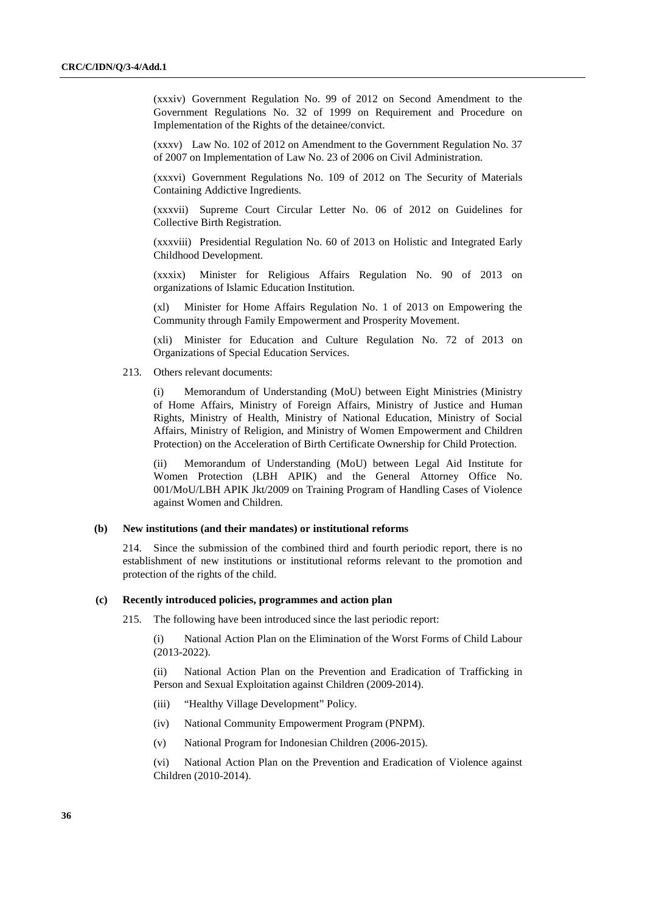(xxxiv) Government Regulation No. 99 of 2012 on Second Amendment to the Government Regulations No. 32 of 1999 on Requirement and Procedure on Implementation of the Rights of the detainee/convict.

(xxxv) Law No. 102 of 2012 on Amendment to the Government Regulation No. 37 of 2007 on Implementation of Law No. 23 of 2006 on Civil Administration.

(xxxvi) Government Regulations No. 109 of 2012 on The Security of Materials Containing Addictive Ingredients.

(xxxvii) Supreme Court Circular Letter No. 06 of 2012 on Guidelines for Collective Birth Registration.

(xxxviii) Presidential Regulation No. 60 of 2013 on Holistic and Integrated Early Childhood Development.

(xxxix) Minister for Religious Affairs Regulation No. 90 of 2013 on organizations of Islamic Education Institution.

(xl) Minister for Home Affairs Regulation No. 1 of 2013 on Empowering the Community through Family Empowerment and Prosperity Movement.

(xli) Minister for Education and Culture Regulation No. 72 of 2013 on Organizations of Special Education Services.

213. Others relevant documents:

(i) Memorandum of Understanding (MoU) between Eight Ministries (Ministry of Home Affairs, Ministry of Foreign Affairs, Ministry of Justice and Human Rights, Ministry of Health, Ministry of National Education, Ministry of Social Affairs, Ministry of Religion, and Ministry of Women Empowerment and Children Protection) on the Acceleration of Birth Certificate Ownership for Child Protection.

(ii) Memorandum of Understanding (MoU) between Legal Aid Institute for Women Protection (LBH APIK) and the General Attorney Office No. 001/MoU/LBH APIK Jkt/2009 on Training Program of Handling Cases of Violence against Women and Children.

### (b) New institutions (and their mandates) or institutional reforms

214. Since the submission of the combined third and fourth periodic report, there is no establishment of new institutions or institutional reforms relevant to the promotion and protection of the rights of the child.

### (c) Recently introduced policies, programmes and action plan

215. The following have been introduced since the last periodic report:

(i) National Action Plan on the Elimination of the Worst Forms of Child Labour (2013-2022).

(ii) National Action Plan on the Prevention and Eradication of Trafficking in Person and Sexual Exploitation against Children (2009-2014).

(iii) "Healthy Village Development" Policy.

(iv) National Community Empowerment Program (PNPM).

(v) National Program for Indonesian Children (2006-2015).

(vi) National Action Plan on the Prevention and Eradication of Violence against Children (2010-2014).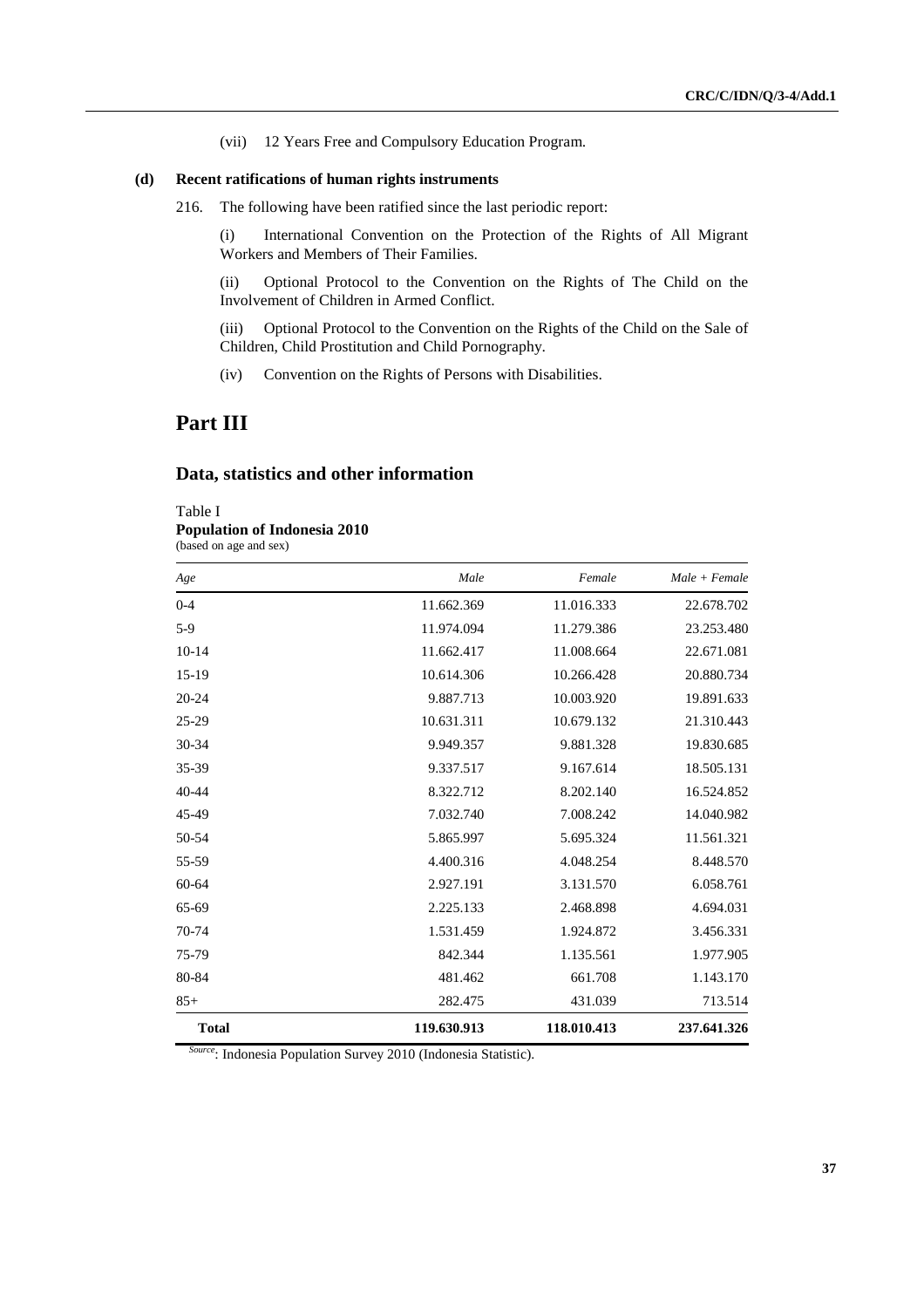(vii) 12 Years Free and Compulsory Education Program.

**(d) Recent ratifications of human rights instruments**

216. The following have been ratified since the last periodic report:

(i) International Convention on the Protection of the Rights of All Migrant Workers and Members of Their Families.

(ii) Optional Protocol to the Convention on the Rights of The Child on the Involvement of Children in Armed Conflict.

(iii) Optional Protocol to the Convention on the Rights of the Child on the Sale of Children, Child Prostitution and Child Pornography.

(iv) Convention on the Rights of Persons with Disabilities.

# Part III

## Data, statistics and other information

Table I
**Population of Indonesia 2010**
(based on age and sex)

| *Age* | *Male* | *Female* | *Male + Female* |
|---|---|---|---|
| 0-4 | 11.662.369 | 11.016.333 | 22.678.702 |
| 5-9 | 11.974.094 | 11.279.386 | 23.253.480 |
| 10-14 | 11.662.417 | 11.008.664 | 22.671.081 |
| 15-19 | 10.614.306 | 10.266.428 | 20.880.734 |
| 20-24 | 9.887.713 | 10.003.920 | 19.891.633 |
| 25-29 | 10.631.311 | 10.679.132 | 21.310.443 |
| 30-34 | 9.949.357 | 9.881.328 | 19.830.685 |
| 35-39 | 9.337.517 | 9.167.614 | 18.505.131 |
| 40-44 | 8.322.712 | 8.202.140 | 16.524.852 |
| 45-49 | 7.032.740 | 7.008.242 | 14.040.982 |
| 50-54 | 5.865.997 | 5.695.324 | 11.561.321 |
| 55-59 | 4.400.316 | 4.048.254 | 8.448.570 |
| 60-64 | 2.927.191 | 3.131.570 | 6.058.761 |
| 65-69 | 2.225.133 | 2.468.898 | 4.694.031 |
| 70-74 | 1.531.459 | 1.924.872 | 3.456.331 |
| 75-79 | 842.344 | 1.135.561 | 1.977.905 |
| 80-84 | 481.462 | 661.708 | 1.143.170 |
| 85+ | 282.475 | 431.039 | 713.514 |
| **Total** | **119.630.913** | **118.010.413** | **237.641.326** |

*Source*: Indonesia Population Survey 2010 (Indonesia Statistic).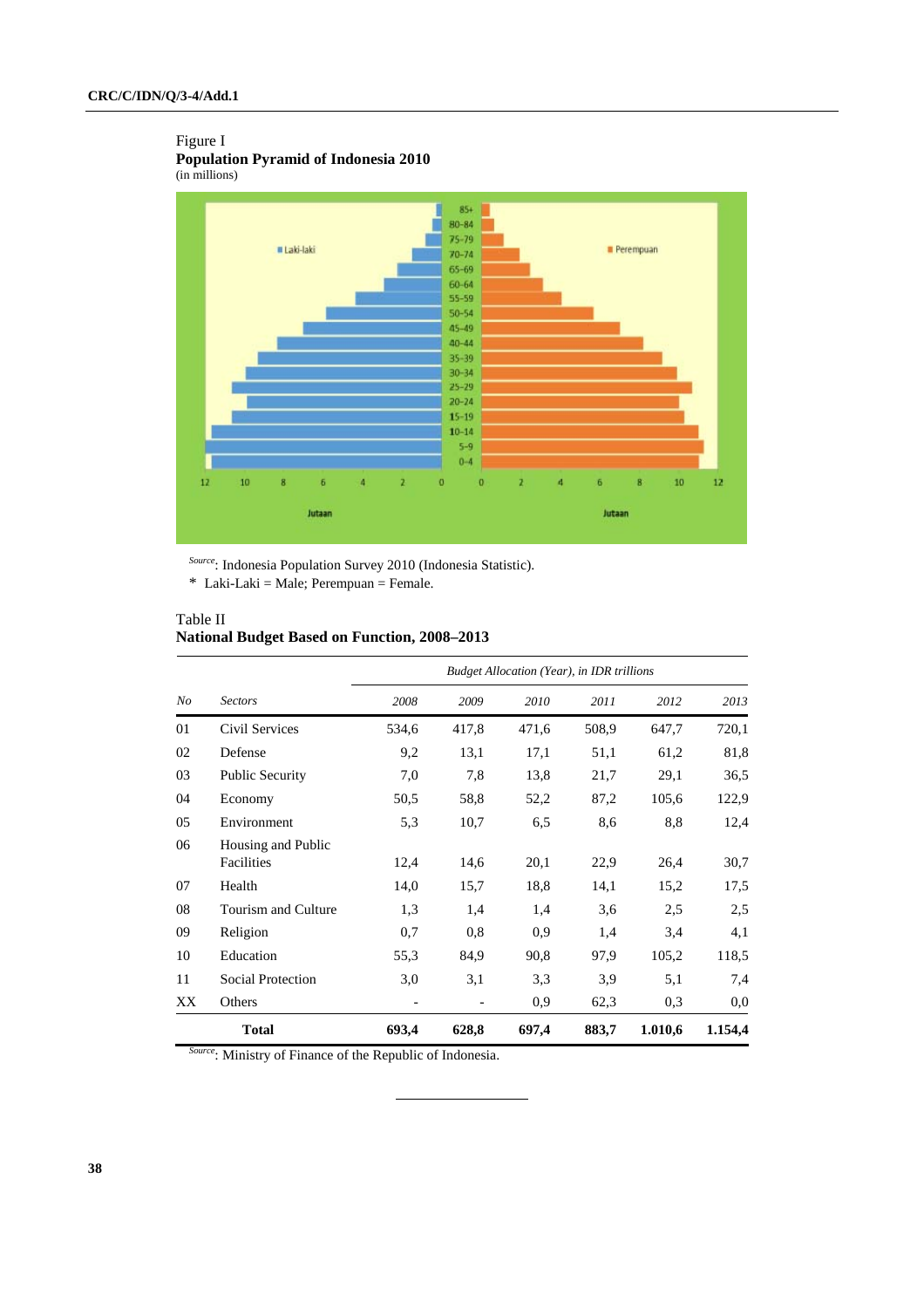Figure I
**Population Pyramid of Indonesia 2010**
(in millions)

Laki-laki

Perempuan

85+
80-84
75-79
70-74
65-69
60-64
55-59
50-54
45-49
40-44
35-39
30-34
25-29
20-24
15-19
10-14
5-9
0-4

12 10 8 6 4 2 0 0 2 4 6 8 10 12

Jutaan Jutaan

[Source]: Indonesia Population Survey 2010 (Indonesia Statistic).

* Laki-Laki = Male; Perempuan = Female.

Table II
**National Budget Based on Function, 2008–2013**

| | | *Budget Allocation (Year), in IDR trillions* | | | | | |
|---|---|---|---|---|---|---|---|
| *No* | *Sectors* | *2008* | *2009* | *2010* | *2011* | *2012* | *2013* |
| 01 | Civil Services | 534,6 | 417,8 | 471,6 | 508,9 | 647,7 | 720,1 |
| 02 | Defense | 9,2 | 13,1 | 17,1 | 51,1 | 61,2 | 81,8 |
| 03 | Public Security | 7,0 | 7,8 | 13,8 | 21,7 | 29,1 | 36,5 |
| 04 | Economy | 50,5 | 58,8 | 52,2 | 87,2 | 105,6 | 122,9 |
| 05 | Environment | 5,3 | 10,7 | 6,5 | 8,6 | 8,8 | 12,4 |
| 06 | Housing and Public Facilities | 12,4 | 14,6 | 20,1 | 22,9 | 26,4 | 30,7 |
| 07 | Health | 14,0 | 15,7 | 18,8 | 14,1 | 15,2 | 17,5 |
| 08 | Tourism and Culture | 1,3 | 1,4 | 1,4 | 3,6 | 2,5 | 2,5 |
| 09 | Religion | 0,7 | 0,8 | 0,9 | 1,4 | 3,4 | 4,1 |
| 10 | Education | 55,3 | 84,9 | 90,8 | 97,9 | 105,2 | 118,5 |
| 11 | Social Protection | 3,0 | 3,1 | 3,3 | 3,9 | 5,1 | 7,4 |
| XX | Others | - | - | 0,9 | 62,3 | 0,3 | 0,0 |
| | **Total** | **693,4** | **628,8** | **697,4** | **883,7** | **1.010,6** | **1.154,4** |

[Source]: Ministry of Finance of the Republic of Indonesia.